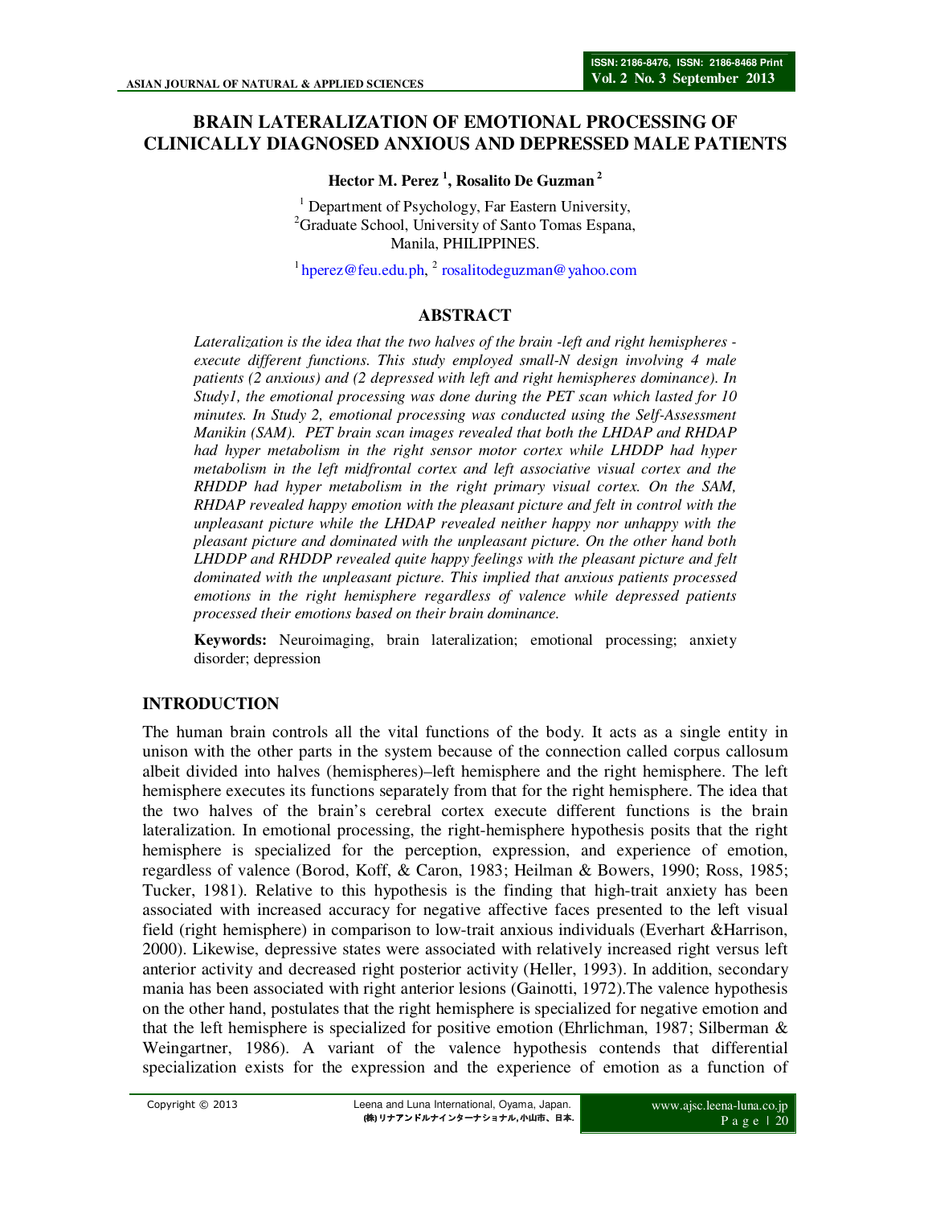# BRAIN LATERALIZATION OF EMOTIONAL PROCESSING OF CLINICALLY DIAGNOSED ANXIOUS AND DEPRESSED MALE PATIENTS

**Hector M. Perez [1], Rosalito De Guzman [2]**

[1] Department of Psychology, Far Eastern University,
[2] Graduate School, University of Santo Tomas Espana,
Manila, PHILIPPINES.

[1] hperez@feu.edu.ph, [2] rosalitodeguzman@yahoo.com

## ABSTRACT

*Lateralization is the idea that the two halves of the brain -left and right hemispheres - execute different functions. This study employed small-N design involving 4 male patients (2 anxious) and (2 depressed with left and right hemispheres dominance). In Study1, the emotional processing was done during the PET scan which lasted for 10 minutes. In Study 2, emotional processing was conducted using the Self-Assessment Manikin (SAM). PET brain scan images revealed that both the LHDAP and RHDAP had hyper metabolism in the right sensor motor cortex while LHDDP had hyper metabolism in the left midfrontal cortex and left associative visual cortex and the RHDDP had hyper metabolism in the right primary visual cortex. On the SAM, RHDAP revealed happy emotion with the pleasant picture and felt in control with the unpleasant picture while the LHDAP revealed neither happy nor unhappy with the pleasant picture and dominated with the unpleasant picture. On the other hand both LHDDP and RHDDP revealed quite happy feelings with the pleasant picture and felt dominated with the unpleasant picture. This implied that anxious patients processed emotions in the right hemisphere regardless of valence while depressed patients processed their emotions based on their brain dominance.*

**Keywords:** Neuroimaging, brain lateralization; emotional processing; anxiety disorder; depression

## INTRODUCTION

The human brain controls all the vital functions of the body. It acts as a single entity in unison with the other parts in the system because of the connection called corpus callosum albeit divided into halves (hemispheres)–left hemisphere and the right hemisphere. The left hemisphere executes its functions separately from that for the right hemisphere. The idea that the two halves of the brain's cerebral cortex execute different functions is the brain lateralization. In emotional processing, the right-hemisphere hypothesis posits that the right hemisphere is specialized for the perception, expression, and experience of emotion, regardless of valence (Borod, Koff, & Caron, 1983; Heilman & Bowers, 1990; Ross, 1985; Tucker, 1981). Relative to this hypothesis is the finding that high-trait anxiety has been associated with increased accuracy for negative affective faces presented to the left visual field (right hemisphere) in comparison to low-trait anxious individuals (Everhart &Harrison, 2000). Likewise, depressive states were associated with relatively increased right versus left anterior activity and decreased right posterior activity (Heller, 1993). In addition, secondary mania has been associated with right anterior lesions (Gainotti, 1972).The valence hypothesis on the other hand, postulates that the right hemisphere is specialized for negative emotion and that the left hemisphere is specialized for positive emotion (Ehrlichman, 1987; Silberman & Weingartner, 1986). A variant of the valence hypothesis contends that differential specialization exists for the expression and the experience of emotion as a function of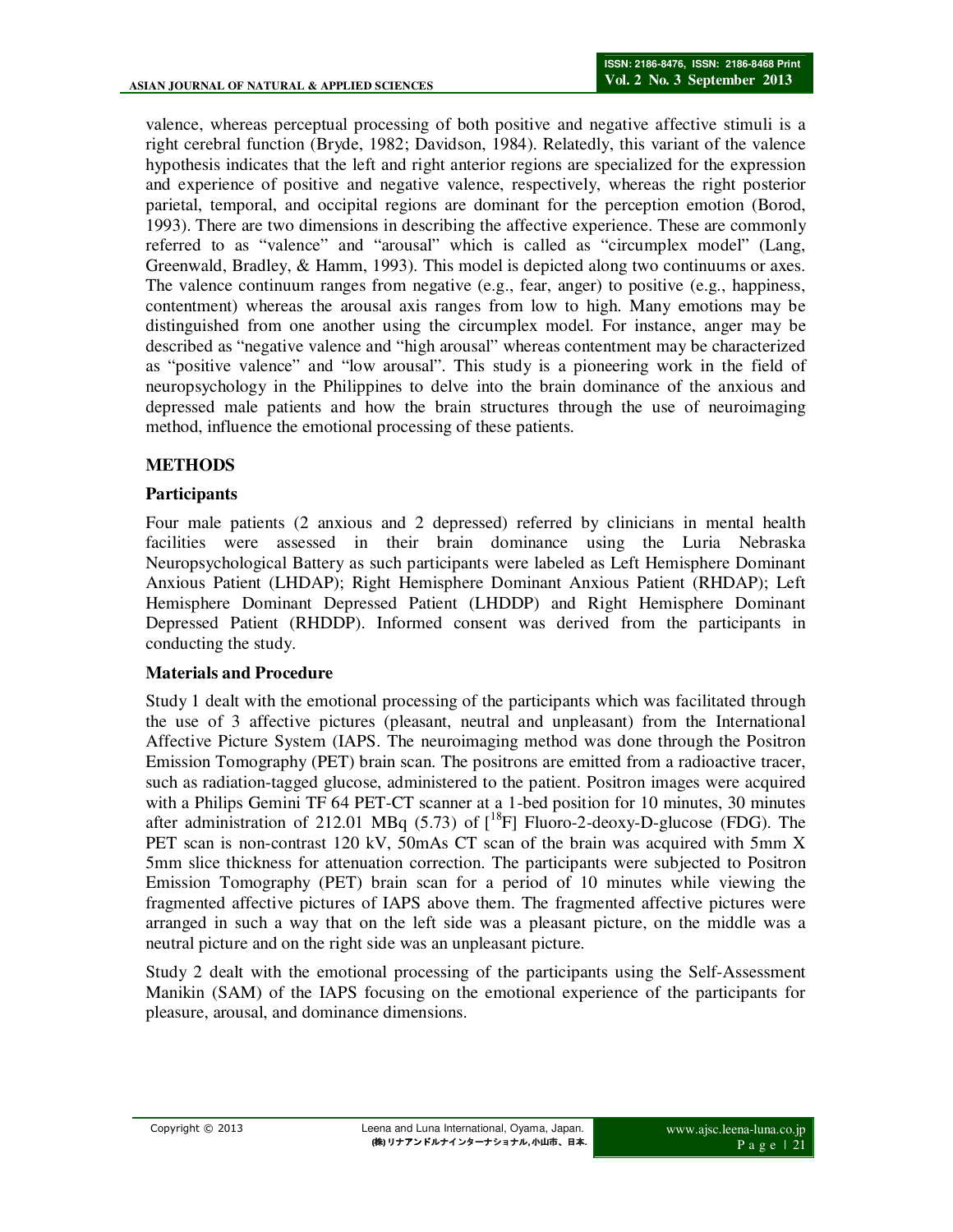valence, whereas perceptual processing of both positive and negative affective stimuli is a right cerebral function (Bryde, 1982; Davidson, 1984). Relatedly, this variant of the valence hypothesis indicates that the left and right anterior regions are specialized for the expression and experience of positive and negative valence, respectively, whereas the right posterior parietal, temporal, and occipital regions are dominant for the perception emotion (Borod, 1993). There are two dimensions in describing the affective experience. These are commonly referred to as "valence" and "arousal" which is called as "circumplex model" (Lang, Greenwald, Bradley, & Hamm, 1993). This model is depicted along two continuums or axes. The valence continuum ranges from negative (e.g., fear, anger) to positive (e.g., happiness, contentment) whereas the arousal axis ranges from low to high. Many emotions may be distinguished from one another using the circumplex model. For instance, anger may be described as "negative valence and "high arousal" whereas contentment may be characterized as "positive valence" and "low arousal". This study is a pioneering work in the field of neuropsychology in the Philippines to delve into the brain dominance of the anxious and depressed male patients and how the brain structures through the use of neuroimaging method, influence the emotional processing of these patients.

## METHODS

### Participants

Four male patients (2 anxious and 2 depressed) referred by clinicians in mental health facilities were assessed in their brain dominance using the Luria Nebraska Neuropsychological Battery as such participants were labeled as Left Hemisphere Dominant Anxious Patient (LHDAP); Right Hemisphere Dominant Anxious Patient (RHDAP); Left Hemisphere Dominant Depressed Patient (LHDDP) and Right Hemisphere Dominant Depressed Patient (RHDDP). Informed consent was derived from the participants in conducting the study.

### Materials and Procedure

Study 1 dealt with the emotional processing of the participants which was facilitated through the use of 3 affective pictures (pleasant, neutral and unpleasant) from the International Affective Picture System (IAPS. The neuroimaging method was done through the Positron Emission Tomography (PET) brain scan. The positrons are emitted from a radioactive tracer, such as radiation-tagged glucose, administered to the patient. Positron images were acquired with a Philips Gemini TF 64 PET-CT scanner at a 1-bed position for 10 minutes, 30 minutes after administration of 212.01 MBq (5.73) of [$^{18}$F] Fluoro-2-deoxy-D-glucose (FDG). The PET scan is non-contrast 120 kV, 50mAs CT scan of the brain was acquired with 5mm X 5mm slice thickness for attenuation correction. The participants were subjected to Positron Emission Tomography (PET) brain scan for a period of 10 minutes while viewing the fragmented affective pictures of IAPS above them. The fragmented affective pictures were arranged in such a way that on the left side was a pleasant picture, on the middle was a neutral picture and on the right side was an unpleasant picture.

Study 2 dealt with the emotional processing of the participants using the Self-Assessment Manikin (SAM) of the IAPS focusing on the emotional experience of the participants for pleasure, arousal, and dominance dimensions.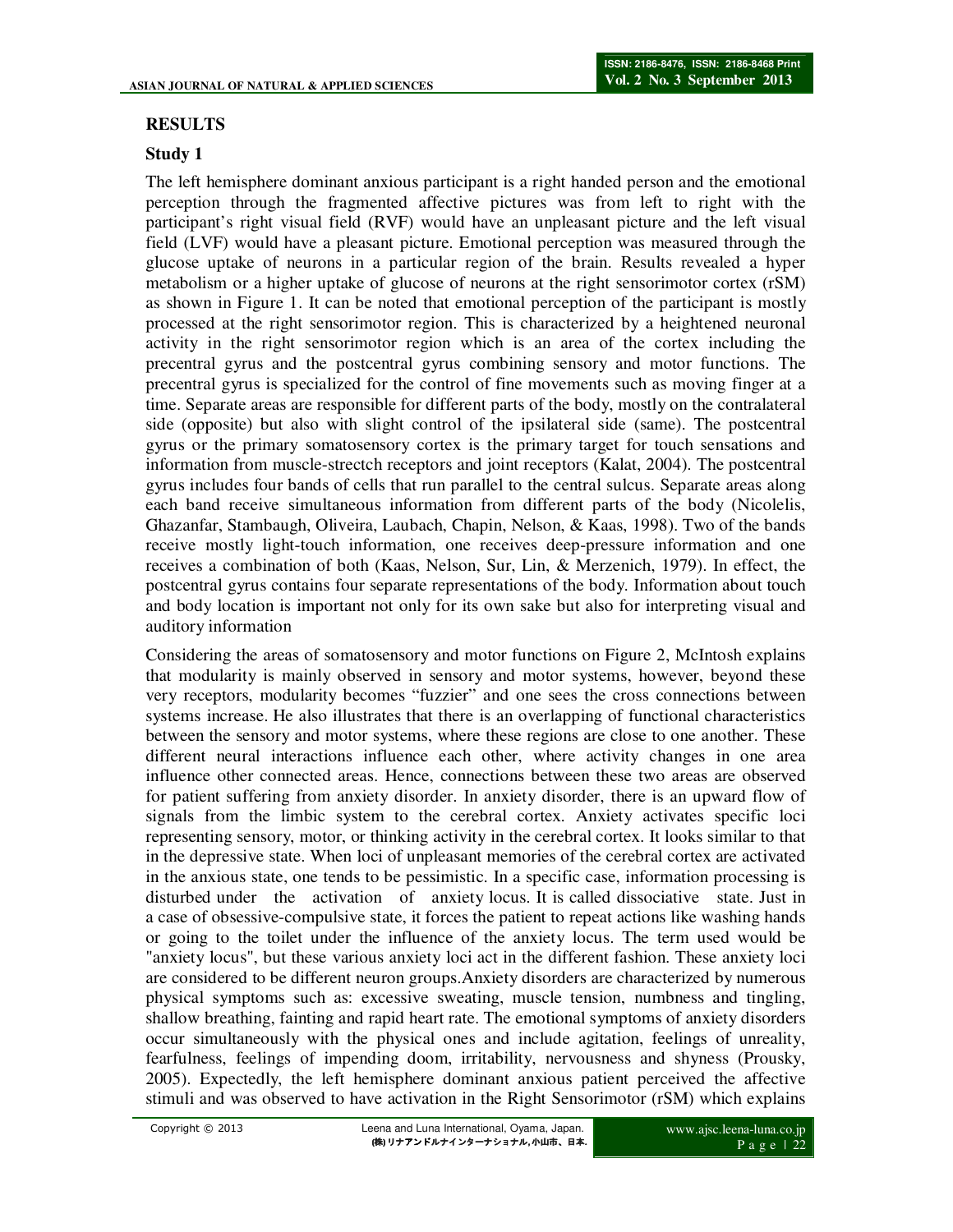## RESULTS

### Study 1

The left hemisphere dominant anxious participant is a right handed person and the emotional perception through the fragmented affective pictures was from left to right with the participant's right visual field (RVF) would have an unpleasant picture and the left visual field (LVF) would have a pleasant picture. Emotional perception was measured through the glucose uptake of neurons in a particular region of the brain. Results revealed a hyper metabolism or a higher uptake of glucose of neurons at the right sensorimotor cortex (rSM) as shown in Figure 1. It can be noted that emotional perception of the participant is mostly processed at the right sensorimotor region. This is characterized by a heightened neuronal activity in the right sensorimotor region which is an area of the cortex including the precentral gyrus and the postcentral gyrus combining sensory and motor functions. The precentral gyrus is specialized for the control of fine movements such as moving finger at a time. Separate areas are responsible for different parts of the body, mostly on the contralateral side (opposite) but also with slight control of the ipsilateral side (same). The postcentral gyrus or the primary somatosensory cortex is the primary target for touch sensations and information from muscle-strectch receptors and joint receptors (Kalat, 2004). The postcentral gyrus includes four bands of cells that run parallel to the central sulcus. Separate areas along each band receive simultaneous information from different parts of the body (Nicolelis, Ghazanfar, Stambaugh, Oliveira, Laubach, Chapin, Nelson, & Kaas, 1998). Two of the bands receive mostly light-touch information, one receives deep-pressure information and one receives a combination of both (Kaas, Nelson, Sur, Lin, & Merzenich, 1979). In effect, the postcentral gyrus contains four separate representations of the body. Information about touch and body location is important not only for its own sake but also for interpreting visual and auditory information

Considering the areas of somatosensory and motor functions on Figure 2, McIntosh explains that modularity is mainly observed in sensory and motor systems, however, beyond these very receptors, modularity becomes "fuzzier" and one sees the cross connections between systems increase. He also illustrates that there is an overlapping of functional characteristics between the sensory and motor systems, where these regions are close to one another. These different neural interactions influence each other, where activity changes in one area influence other connected areas. Hence, connections between these two areas are observed for patient suffering from anxiety disorder. In anxiety disorder, there is an upward flow of signals from the limbic system to the cerebral cortex. Anxiety activates specific loci representing sensory, motor, or thinking activity in the cerebral cortex. It looks similar to that in the depressive state. When loci of unpleasant memories of the cerebral cortex are activated in the anxious state, one tends to be pessimistic. In a specific case, information processing is disturbed under the activation of anxiety locus. It is called dissociative state. Just in a case of obsessive-compulsive state, it forces the patient to repeat actions like washing hands or going to the toilet under the influence of the anxiety locus. The term used would be "anxiety locus", but these various anxiety loci act in the different fashion. These anxiety loci are considered to be different neuron groups.Anxiety disorders are characterized by numerous physical symptoms such as: excessive sweating, muscle tension, numbness and tingling, shallow breathing, fainting and rapid heart rate. The emotional symptoms of anxiety disorders occur simultaneously with the physical ones and include agitation, feelings of unreality, fearfulness, feelings of impending doom, irritability, nervousness and shyness (Prousky, 2005). Expectedly, the left hemisphere dominant anxious patient perceived the affective stimuli and was observed to have activation in the Right Sensorimotor (rSM) which explains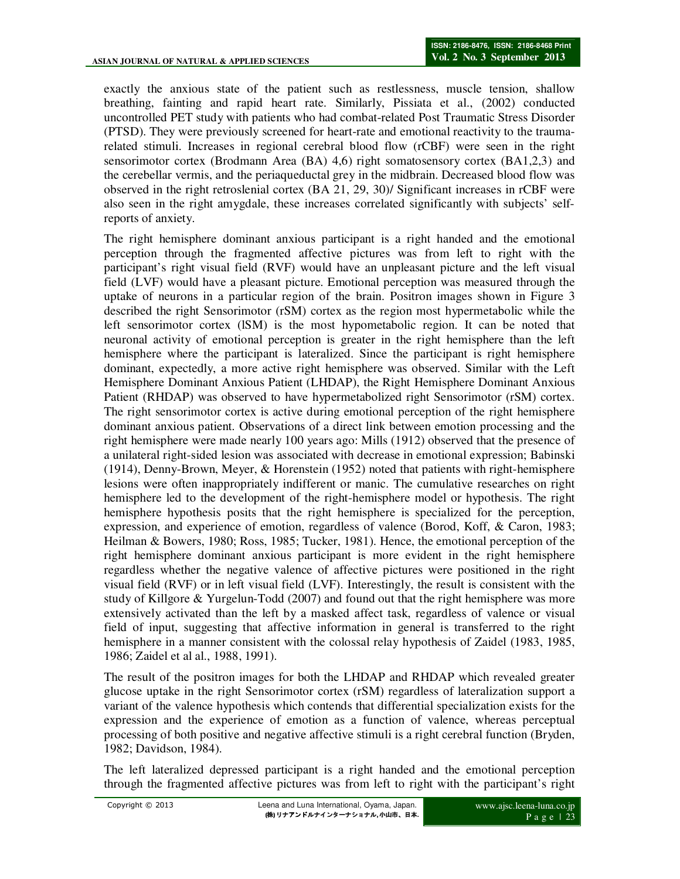exactly the anxious state of the patient such as restlessness, muscle tension, shallow breathing, fainting and rapid heart rate. Similarly, Pissiata et al., (2002) conducted uncontrolled PET study with patients who had combat-related Post Traumatic Stress Disorder (PTSD). They were previously screened for heart-rate and emotional reactivity to the trauma-related stimuli. Increases in regional cerebral blood flow (rCBF) were seen in the right sensorimotor cortex (Brodmann Area (BA) 4,6) right somatosensory cortex (BA1,2,3) and the cerebellar vermis, and the periaqueductal grey in the midbrain. Decreased blood flow was observed in the right retroslenial cortex (BA 21, 29, 30)/ Significant increases in rCBF were also seen in the right amygdale, these increases correlated significantly with subjects' self-reports of anxiety.

The right hemisphere dominant anxious participant is a right handed and the emotional perception through the fragmented affective pictures was from left to right with the participant's right visual field (RVF) would have an unpleasant picture and the left visual field (LVF) would have a pleasant picture. Emotional perception was measured through the uptake of neurons in a particular region of the brain. Positron images shown in Figure 3 described the right Sensorimotor (rSM) cortex as the region most hypermetabolic while the left sensorimotor cortex (lSM) is the most hypometabolic region. It can be noted that neuronal activity of emotional perception is greater in the right hemisphere than the left hemisphere where the participant is lateralized. Since the participant is right hemisphere dominant, expectedly, a more active right hemisphere was observed. Similar with the Left Hemisphere Dominant Anxious Patient (LHDAP), the Right Hemisphere Dominant Anxious Patient (RHDAP) was observed to have hypermetabolized right Sensorimotor (rSM) cortex. The right sensorimotor cortex is active during emotional perception of the right hemisphere dominant anxious patient. Observations of a direct link between emotion processing and the right hemisphere were made nearly 100 years ago: Mills (1912) observed that the presence of a unilateral right-sided lesion was associated with decrease in emotional expression; Babinski (1914), Denny-Brown, Meyer, & Horenstein (1952) noted that patients with right-hemisphere lesions were often inappropriately indifferent or manic. The cumulative researches on right hemisphere led to the development of the right-hemisphere model or hypothesis. The right hemisphere hypothesis posits that the right hemisphere is specialized for the perception, expression, and experience of emotion, regardless of valence (Borod, Koff, & Caron, 1983; Heilman & Bowers, 1980; Ross, 1985; Tucker, 1981). Hence, the emotional perception of the right hemisphere dominant anxious participant is more evident in the right hemisphere regardless whether the negative valence of affective pictures were positioned in the right visual field (RVF) or in left visual field (LVF). Interestingly, the result is consistent with the study of Killgore & Yurgelun-Todd (2007) and found out that the right hemisphere was more extensively activated than the left by a masked affect task, regardless of valence or visual field of input, suggesting that affective information in general is transferred to the right hemisphere in a manner consistent with the colossal relay hypothesis of Zaidel (1983, 1985, 1986; Zaidel et al., 1988, 1991).

The result of the positron images for both the LHDAP and RHDAP which revealed greater glucose uptake in the right Sensorimotor cortex (rSM) regardless of lateralization support a variant of the valence hypothesis which contends that differential specialization exists for the expression and the experience of emotion as a function of valence, whereas perceptual processing of both positive and negative affective stimuli is a right cerebral function (Bryden, 1982; Davidson, 1984).

The left lateralized depressed participant is a right handed and the emotional perception through the fragmented affective pictures was from left to right with the participant's right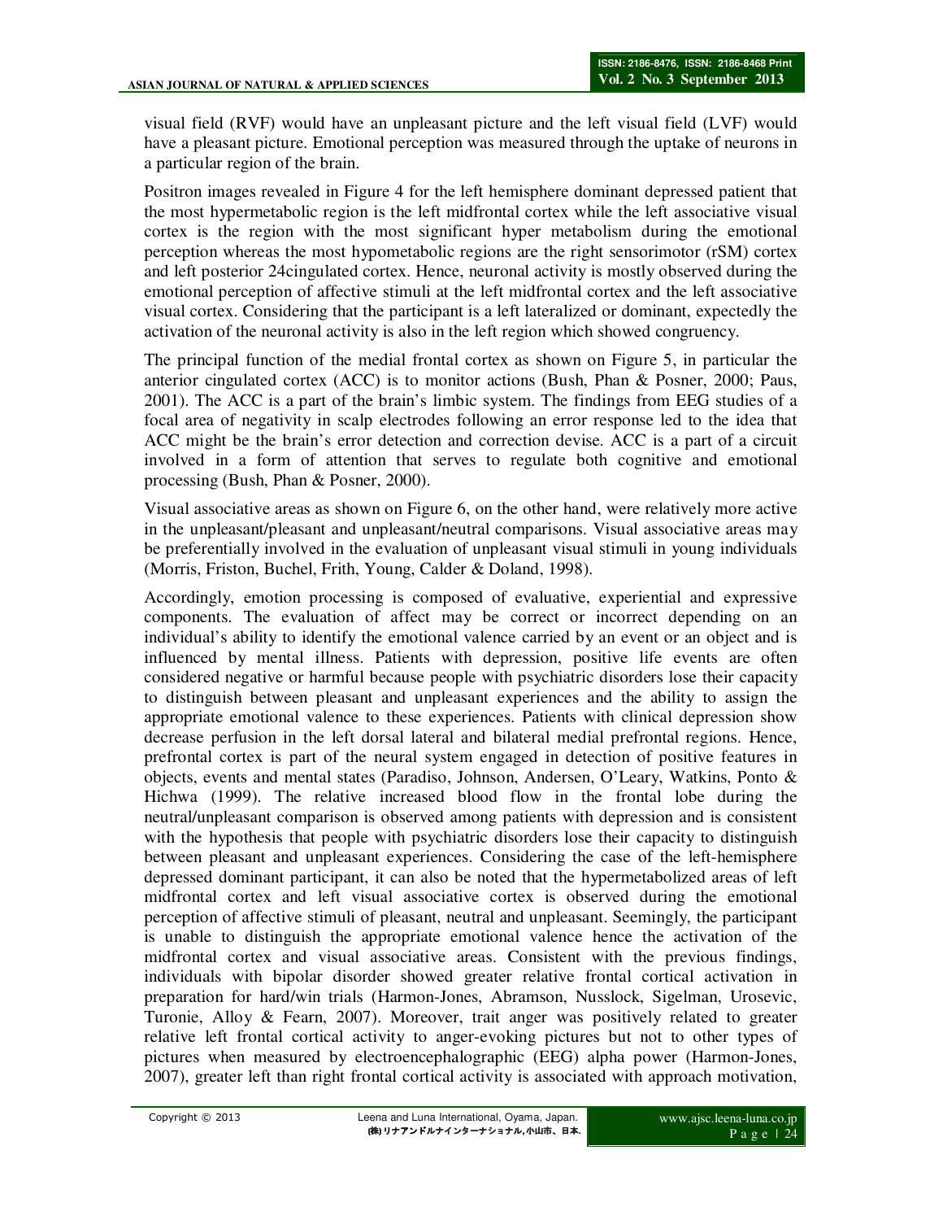visual field (RVF) would have an unpleasant picture and the left visual field (LVF) would have a pleasant picture. Emotional perception was measured through the uptake of neurons in a particular region of the brain.

Positron images revealed in Figure 4 for the left hemisphere dominant depressed patient that the most hypermetabolic region is the left midfrontal cortex while the left associative visual cortex is the region with the most significant hyper metabolism during the emotional perception whereas the most hypometabolic regions are the right sensorimotor (rSM) cortex and left posterior 24cingulated cortex. Hence, neuronal activity is mostly observed during the emotional perception of affective stimuli at the left midfrontal cortex and the left associative visual cortex. Considering that the participant is a left lateralized or dominant, expectedly the activation of the neuronal activity is also in the left region which showed congruency.

The principal function of the medial frontal cortex as shown on Figure 5, in particular the anterior cingulated cortex (ACC) is to monitor actions (Bush, Phan & Posner, 2000; Paus, 2001). The ACC is a part of the brain's limbic system. The findings from EEG studies of a focal area of negativity in scalp electrodes following an error response led to the idea that ACC might be the brain's error detection and correction devise. ACC is a part of a circuit involved in a form of attention that serves to regulate both cognitive and emotional processing (Bush, Phan & Posner, 2000).

Visual associative areas as shown on Figure 6, on the other hand, were relatively more active in the unpleasant/pleasant and unpleasant/neutral comparisons. Visual associative areas may be preferentially involved in the evaluation of unpleasant visual stimuli in young individuals (Morris, Friston, Buchel, Frith, Young, Calder & Doland, 1998).

Accordingly, emotion processing is composed of evaluative, experiential and expressive components. The evaluation of affect may be correct or incorrect depending on an individual's ability to identify the emotional valence carried by an event or an object and is influenced by mental illness. Patients with depression, positive life events are often considered negative or harmful because people with psychiatric disorders lose their capacity to distinguish between pleasant and unpleasant experiences and the ability to assign the appropriate emotional valence to these experiences. Patients with clinical depression show decrease perfusion in the left dorsal lateral and bilateral medial prefrontal regions. Hence, prefrontal cortex is part of the neural system engaged in detection of positive features in objects, events and mental states (Paradiso, Johnson, Andersen, O'Leary, Watkins, Ponto & Hichwa (1999). The relative increased blood flow in the frontal lobe during the neutral/unpleasant comparison is observed among patients with depression and is consistent with the hypothesis that people with psychiatric disorders lose their capacity to distinguish between pleasant and unpleasant experiences. Considering the case of the left-hemisphere depressed dominant participant, it can also be noted that the hypermetabolized areas of left midfrontal cortex and left visual associative cortex is observed during the emotional perception of affective stimuli of pleasant, neutral and unpleasant. Seemingly, the participant is unable to distinguish the appropriate emotional valence hence the activation of the midfrontal cortex and visual associative areas. Consistent with the previous findings, individuals with bipolar disorder showed greater relative frontal cortical activation in preparation for hard/win trials (Harmon-Jones, Abramson, Nusslock, Sigelman, Urosevic, Turonie, Alloy & Fearn, 2007). Moreover, trait anger was positively related to greater relative left frontal cortical activity to anger-evoking pictures but not to other types of pictures when measured by electroencephalographic (EEG) alpha power (Harmon-Jones, 2007), greater left than right frontal cortical activity is associated with approach motivation,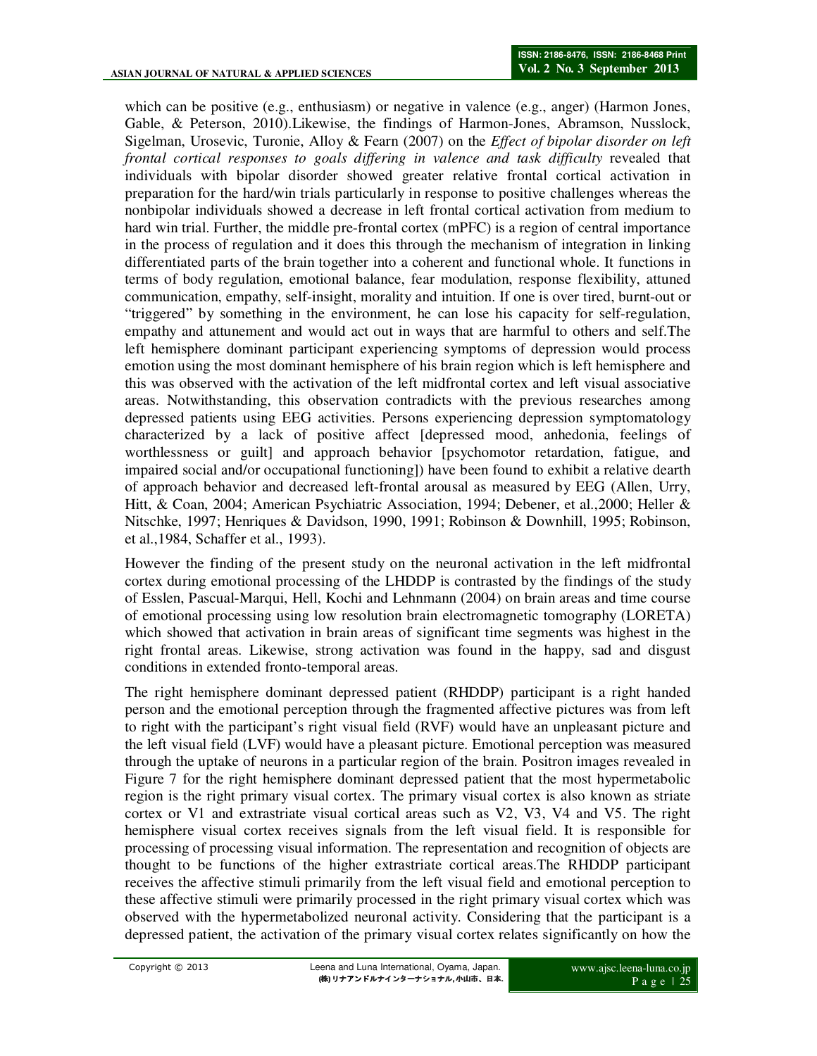which can be positive (e.g., enthusiasm) or negative in valence (e.g., anger) (Harmon Jones, Gable, & Peterson, 2010).Likewise, the findings of Harmon-Jones, Abramson, Nusslock, Sigelman, Urosevic, Turonie, Alloy & Fearn (2007) on the *Effect of bipolar disorder on left frontal cortical responses to goals differing in valence and task difficulty* revealed that individuals with bipolar disorder showed greater relative frontal cortical activation in preparation for the hard/win trials particularly in response to positive challenges whereas the nonbipolar individuals showed a decrease in left frontal cortical activation from medium to hard win trial. Further, the middle pre-frontal cortex (mPFC) is a region of central importance in the process of regulation and it does this through the mechanism of integration in linking differentiated parts of the brain together into a coherent and functional whole. It functions in terms of body regulation, emotional balance, fear modulation, response flexibility, attuned communication, empathy, self-insight, morality and intuition. If one is over tired, burnt-out or "triggered" by something in the environment, he can lose his capacity for self-regulation, empathy and attunement and would act out in ways that are harmful to others and self.The left hemisphere dominant participant experiencing symptoms of depression would process emotion using the most dominant hemisphere of his brain region which is left hemisphere and this was observed with the activation of the left midfrontal cortex and left visual associative areas. Notwithstanding, this observation contradicts with the previous researches among depressed patients using EEG activities. Persons experiencing depression symptomatology characterized by a lack of positive affect [depressed mood, anhedonia, feelings of worthlessness or guilt] and approach behavior [psychomotor retardation, fatigue, and impaired social and/or occupational functioning]) have been found to exhibit a relative dearth of approach behavior and decreased left-frontal arousal as measured by EEG (Allen, Urry, Hitt, & Coan, 2004; American Psychiatric Association, 1994; Debener, et al.,2000; Heller & Nitschke, 1997; Henriques & Davidson, 1990, 1991; Robinson & Downhill, 1995; Robinson, et al.,1984, Schaffer et al., 1993).

However the finding of the present study on the neuronal activation in the left midfrontal cortex during emotional processing of the LHDDP is contrasted by the findings of the study of Esslen, Pascual-Marqui, Hell, Kochi and Lehnmann (2004) on brain areas and time course of emotional processing using low resolution brain electromagnetic tomography (LORETA) which showed that activation in brain areas of significant time segments was highest in the right frontal areas. Likewise, strong activation was found in the happy, sad and disgust conditions in extended fronto-temporal areas.

The right hemisphere dominant depressed patient (RHDDP) participant is a right handed person and the emotional perception through the fragmented affective pictures was from left to right with the participant's right visual field (RVF) would have an unpleasant picture and the left visual field (LVF) would have a pleasant picture. Emotional perception was measured through the uptake of neurons in a particular region of the brain. Positron images revealed in Figure 7 for the right hemisphere dominant depressed patient that the most hypermetabolic region is the right primary visual cortex. The primary visual cortex is also known as striate cortex or V1 and extrastriate visual cortical areas such as V2, V3, V4 and V5. The right hemisphere visual cortex receives signals from the left visual field. It is responsible for processing of processing visual information. The representation and recognition of objects are thought to be functions of the higher extrastriate cortical areas.The RHDDP participant receives the affective stimuli primarily from the left visual field and emotional perception to these affective stimuli were primarily processed in the right primary visual cortex which was observed with the hypermetabolized neuronal activity. Considering that the participant is a depressed patient, the activation of the primary visual cortex relates significantly on how the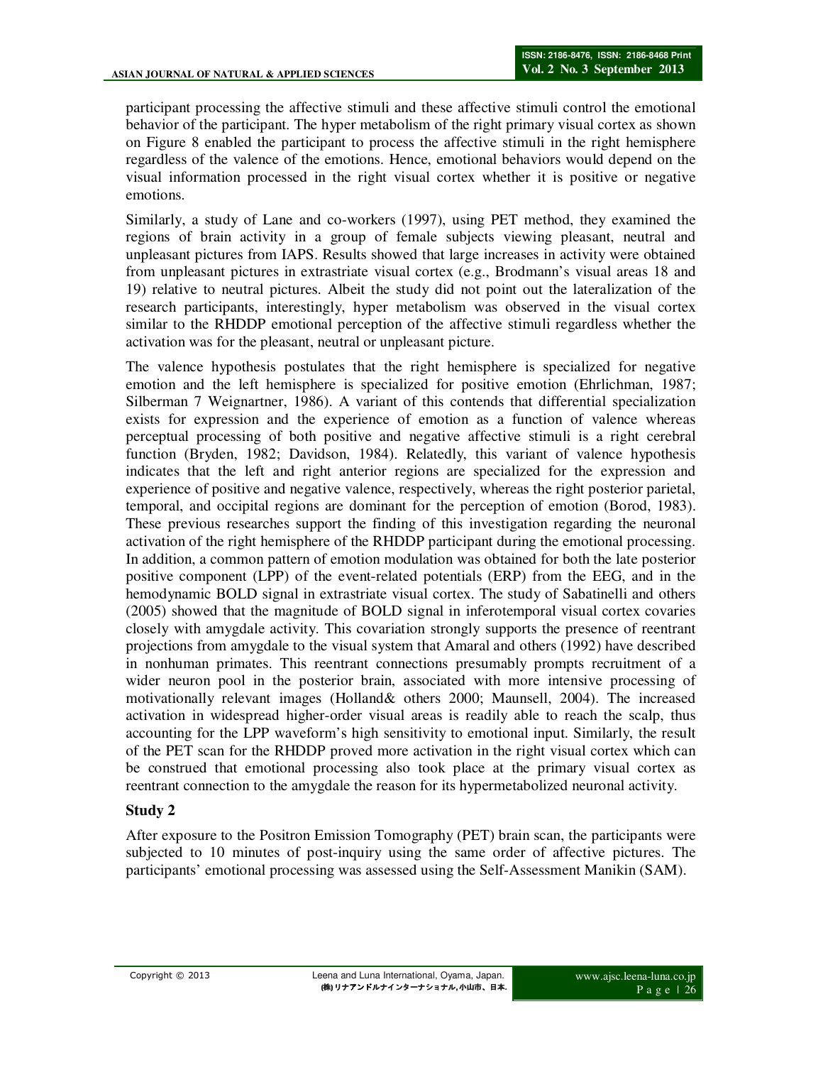participant processing the affective stimuli and these affective stimuli control the emotional behavior of the participant. The hyper metabolism of the right primary visual cortex as shown on Figure 8 enabled the participant to process the affective stimuli in the right hemisphere regardless of the valence of the emotions. Hence, emotional behaviors would depend on the visual information processed in the right visual cortex whether it is positive or negative emotions.

Similarly, a study of Lane and co-workers (1997), using PET method, they examined the regions of brain activity in a group of female subjects viewing pleasant, neutral and unpleasant pictures from IAPS. Results showed that large increases in activity were obtained from unpleasant pictures in extrastriate visual cortex (e.g., Brodmann's visual areas 18 and 19) relative to neutral pictures. Albeit the study did not point out the lateralization of the research participants, interestingly, hyper metabolism was observed in the visual cortex similar to the RHDDP emotional perception of the affective stimuli regardless whether the activation was for the pleasant, neutral or unpleasant picture.

The valence hypothesis postulates that the right hemisphere is specialized for negative emotion and the left hemisphere is specialized for positive emotion (Ehrlichman, 1987; Silberman 7 Weignartner, 1986). A variant of this contends that differential specialization exists for expression and the experience of emotion as a function of valence whereas perceptual processing of both positive and negative affective stimuli is a right cerebral function (Bryden, 1982; Davidson, 1984). Relatedly, this variant of valence hypothesis indicates that the left and right anterior regions are specialized for the expression and experience of positive and negative valence, respectively, whereas the right posterior parietal, temporal, and occipital regions are dominant for the perception of emotion (Borod, 1983). These previous researches support the finding of this investigation regarding the neuronal activation of the right hemisphere of the RHDDP participant during the emotional processing. In addition, a common pattern of emotion modulation was obtained for both the late posterior positive component (LPP) of the event-related potentials (ERP) from the EEG, and in the hemodynamic BOLD signal in extrastriate visual cortex. The study of Sabatinelli and others (2005) showed that the magnitude of BOLD signal in inferotemporal visual cortex covaries closely with amygdale activity. This covariation strongly supports the presence of reentrant projections from amygdale to the visual system that Amaral and others (1992) have described in nonhuman primates. This reentrant connections presumably prompts recruitment of a wider neuron pool in the posterior brain, associated with more intensive processing of motivationally relevant images (Holland& others 2000; Maunsell, 2004). The increased activation in widespread higher-order visual areas is readily able to reach the scalp, thus accounting for the LPP waveform's high sensitivity to emotional input. Similarly, the result of the PET scan for the RHDDP proved more activation in the right visual cortex which can be construed that emotional processing also took place at the primary visual cortex as reentrant connection to the amygdale the reason for its hypermetabolized neuronal activity.

### Study 2

After exposure to the Positron Emission Tomography (PET) brain scan, the participants were subjected to 10 minutes of post-inquiry using the same order of affective pictures. The participants' emotional processing was assessed using the Self-Assessment Manikin (SAM).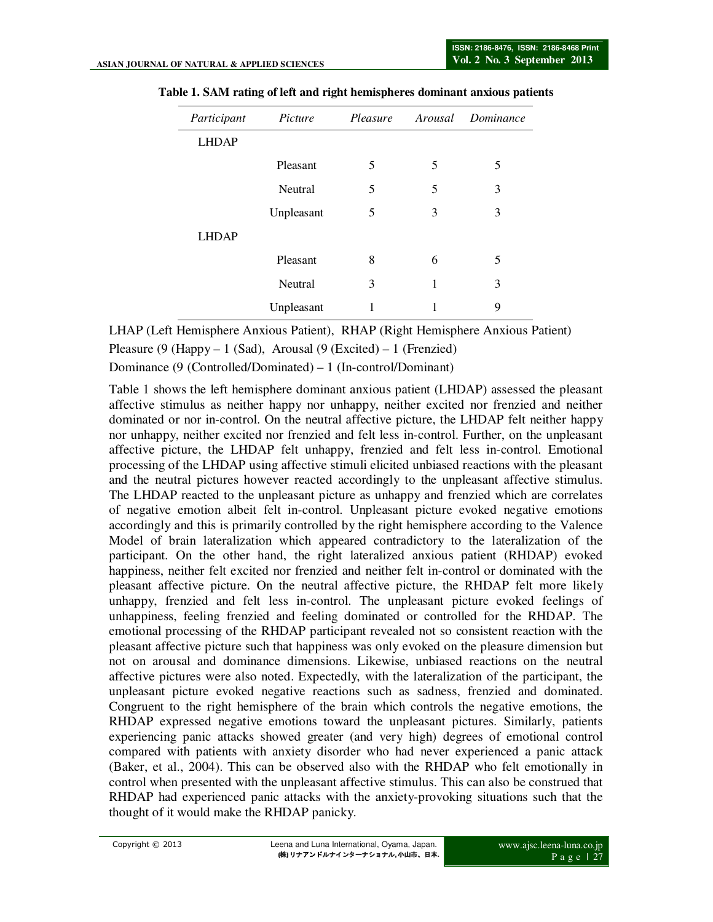**Table 1. SAM rating of left and right hemispheres dominant anxious patients**

| *Participant* | *Picture* | *Pleasure* | *Arousal* | *Dominance* |
|---|---|---|---|---|
| LHDAP | | | | |
| | Pleasant | 5 | 5 | 5 |
| | Neutral | 5 | 5 | 3 |
| | Unpleasant | 5 | 3 | 3 |
| LHDAP | | | | |
| | Pleasant | 8 | 6 | 5 |
| | Neutral | 3 | 1 | 3 |
| | Unpleasant | 1 | 1 | 9 |

LHAP (Left Hemisphere Anxious Patient), RHAP (Right Hemisphere Anxious Patient)

Pleasure (9 (Happy – 1 (Sad), Arousal (9 (Excited) – 1 (Frenzied)

Dominance (9 (Controlled/Dominated) – 1 (In-control/Dominant)

Table 1 shows the left hemisphere dominant anxious patient (LHDAP) assessed the pleasant affective stimulus as neither happy nor unhappy, neither excited nor frenzied and neither dominated or nor in-control. On the neutral affective picture, the LHDAP felt neither happy nor unhappy, neither excited nor frenzied and felt less in-control. Further, on the unpleasant affective picture, the LHDAP felt unhappy, frenzied and felt less in-control. Emotional processing of the LHDAP using affective stimuli elicited unbiased reactions with the pleasant and the neutral pictures however reacted accordingly to the unpleasant affective stimulus. The LHDAP reacted to the unpleasant picture as unhappy and frenzied which are correlates of negative emotion albeit felt in-control. Unpleasant picture evoked negative emotions accordingly and this is primarily controlled by the right hemisphere according to the Valence Model of brain lateralization which appeared contradictory to the lateralization of the participant. On the other hand, the right lateralized anxious patient (RHDAP) evoked happiness, neither felt excited nor frenzied and neither felt in-control or dominated with the pleasant affective picture. On the neutral affective picture, the RHDAP felt more likely unhappy, frenzied and felt less in-control. The unpleasant picture evoked feelings of unhappiness, feeling frenzied and feeling dominated or controlled for the RHDAP. The emotional processing of the RHDAP participant revealed not so consistent reaction with the pleasant affective picture such that happiness was only evoked on the pleasure dimension but not on arousal and dominance dimensions. Likewise, unbiased reactions on the neutral affective pictures were also noted. Expectedly, with the lateralization of the participant, the unpleasant picture evoked negative reactions such as sadness, frenzied and dominated. Congruent to the right hemisphere of the brain which controls the negative emotions, the RHDAP expressed negative emotions toward the unpleasant pictures. Similarly, patients experiencing panic attacks showed greater (and very high) degrees of emotional control compared with patients with anxiety disorder who had never experienced a panic attack (Baker, et al., 2004). This can be observed also with the RHDAP who felt emotionally in control when presented with the unpleasant affective stimulus. This can also be construed that RHDAP had experienced panic attacks with the anxiety-provoking situations such that the thought of it would make the RHDAP panicky.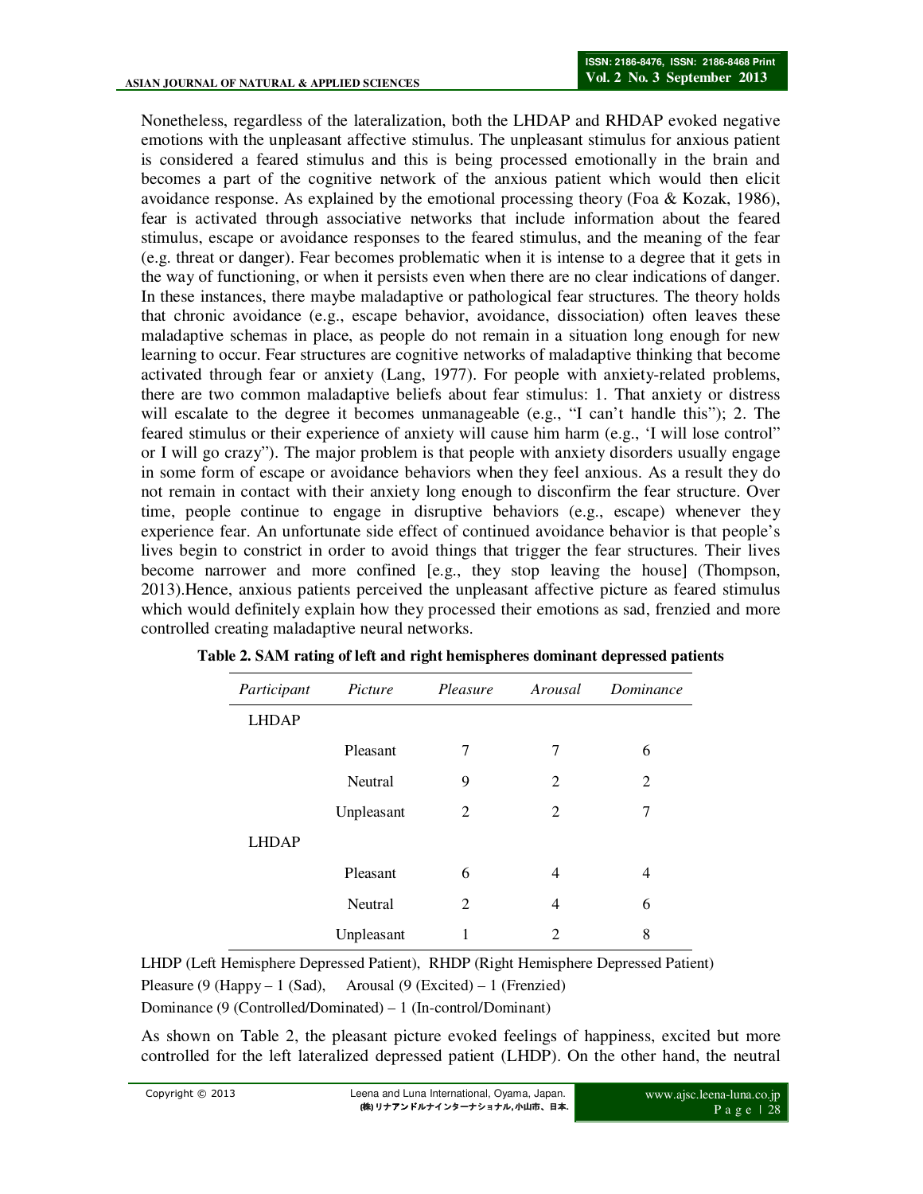Nonetheless, regardless of the lateralization, both the LHDAP and RHDAP evoked negative emotions with the unpleasant affective stimulus. The unpleasant stimulus for anxious patient is considered a feared stimulus and this is being processed emotionally in the brain and becomes a part of the cognitive network of the anxious patient which would then elicit avoidance response. As explained by the emotional processing theory (Foa & Kozak, 1986), fear is activated through associative networks that include information about the feared stimulus, escape or avoidance responses to the feared stimulus, and the meaning of the fear (e.g. threat or danger). Fear becomes problematic when it is intense to a degree that it gets in the way of functioning, or when it persists even when there are no clear indications of danger. In these instances, there maybe maladaptive or pathological fear structures. The theory holds that chronic avoidance (e.g., escape behavior, avoidance, dissociation) often leaves these maladaptive schemas in place, as people do not remain in a situation long enough for new learning to occur. Fear structures are cognitive networks of maladaptive thinking that become activated through fear or anxiety (Lang, 1977). For people with anxiety-related problems, there are two common maladaptive beliefs about fear stimulus: 1. That anxiety or distress will escalate to the degree it becomes unmanageable (e.g., "I can't handle this"); 2. The feared stimulus or their experience of anxiety will cause him harm (e.g., 'I will lose control" or I will go crazy"). The major problem is that people with anxiety disorders usually engage in some form of escape or avoidance behaviors when they feel anxious. As a result they do not remain in contact with their anxiety long enough to disconfirm the fear structure. Over time, people continue to engage in disruptive behaviors (e.g., escape) whenever they experience fear. An unfortunate side effect of continued avoidance behavior is that people's lives begin to constrict in order to avoid things that trigger the fear structures. Their lives become narrower and more confined [e.g., they stop leaving the house] (Thompson, 2013).Hence, anxious patients perceived the unpleasant affective picture as feared stimulus which would definitely explain how they processed their emotions as sad, frenzied and more controlled creating maladaptive neural networks.

**Table 2. SAM rating of left and right hemispheres dominant depressed patients**

| *Participant* | *Picture* | *Pleasure* | *Arousal* | *Dominance* |
|---|---|---|---|---|
| LHDAP | | | | |
| | Pleasant | 7 | 7 | 6 |
| | Neutral | 9 | 2 | 2 |
| | Unpleasant | 2 | 2 | 7 |
| LHDAP | | | | |
| | Pleasant | 6 | 4 | 4 |
| | Neutral | 2 | 4 | 6 |
| | Unpleasant | 1 | 2 | 8 |

LHDP (Left Hemisphere Depressed Patient), RHDP (Right Hemisphere Depressed Patient)

Pleasure (9 (Happy – 1 (Sad), Arousal (9 (Excited) – 1 (Frenzied)

Dominance (9 (Controlled/Dominated) – 1 (In-control/Dominant)

As shown on Table 2, the pleasant picture evoked feelings of happiness, excited but more controlled for the left lateralized depressed patient (LHDP). On the other hand, the neutral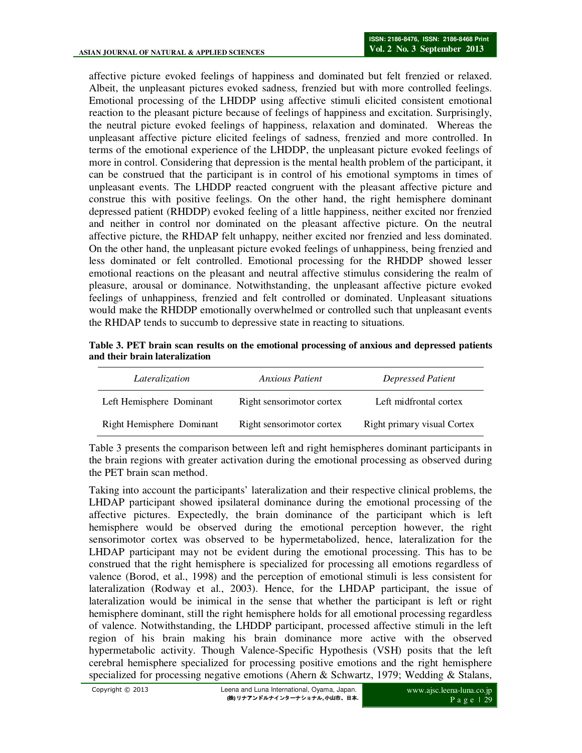affective picture evoked feelings of happiness and dominated but felt frenzied or relaxed. Albeit, the unpleasant pictures evoked sadness, frenzied but with more controlled feelings. Emotional processing of the LHDDP using affective stimuli elicited consistent emotional reaction to the pleasant picture because of feelings of happiness and excitation. Surprisingly, the neutral picture evoked feelings of happiness, relaxation and dominated. Whereas the unpleasant affective picture elicited feelings of sadness, frenzied and more controlled. In terms of the emotional experience of the LHDDP, the unpleasant picture evoked feelings of more in control. Considering that depression is the mental health problem of the participant, it can be construed that the participant is in control of his emotional symptoms in times of unpleasant events. The LHDDP reacted congruent with the pleasant affective picture and construe this with positive feelings. On the other hand, the right hemisphere dominant depressed patient (RHDDP) evoked feeling of a little happiness, neither excited nor frenzied and neither in control nor dominated on the pleasant affective picture. On the neutral affective picture, the RHDAP felt unhappy, neither excited nor frenzied and less dominated. On the other hand, the unpleasant picture evoked feelings of unhappiness, being frenzied and less dominated or felt controlled. Emotional processing for the RHDDP showed lesser emotional reactions on the pleasant and neutral affective stimulus considering the realm of pleasure, arousal or dominance. Notwithstanding, the unpleasant affective picture evoked feelings of unhappiness, frenzied and felt controlled or dominated. Unpleasant situations would make the RHDDP emotionally overwhelmed or controlled such that unpleasant events the RHDAP tends to succumb to depressive state in reacting to situations.

**Table 3. PET brain scan results on the emotional processing of anxious and depressed patients and their brain lateralization**

| *Lateralization* | *Anxious Patient* | *Depressed Patient* |
|---|---|---|
| Left Hemisphere Dominant | Right sensorimotor cortex | Left midfrontal cortex |
| Right Hemisphere Dominant | Right sensorimotor cortex | Right primary visual Cortex |

Table 3 presents the comparison between left and right hemispheres dominant participants in the brain regions with greater activation during the emotional processing as observed during the PET brain scan method.

Taking into account the participants' lateralization and their respective clinical problems, the LHDAP participant showed ipsilateral dominance during the emotional processing of the affective pictures. Expectedly, the brain dominance of the participant which is left hemisphere would be observed during the emotional perception however, the right sensorimotor cortex was observed to be hypermetabolized, hence, lateralization for the LHDAP participant may not be evident during the emotional processing. This has to be construed that the right hemisphere is specialized for processing all emotions regardless of valence (Borod, et al., 1998) and the perception of emotional stimuli is less consistent for lateralization (Rodway et al., 2003). Hence, for the LHDAP participant, the issue of lateralization would be inimical in the sense that whether the participant is left or right hemisphere dominant, still the right hemisphere holds for all emotional processing regardless of valence. Notwithstanding, the LHDDP participant, processed affective stimuli in the left region of his brain making his brain dominance more active with the observed hypermetabolic activity. Though Valence-Specific Hypothesis (VSH) posits that the left cerebral hemisphere specialized for processing positive emotions and the right hemisphere specialized for processing negative emotions (Ahern & Schwartz, 1979; Wedding & Stalans,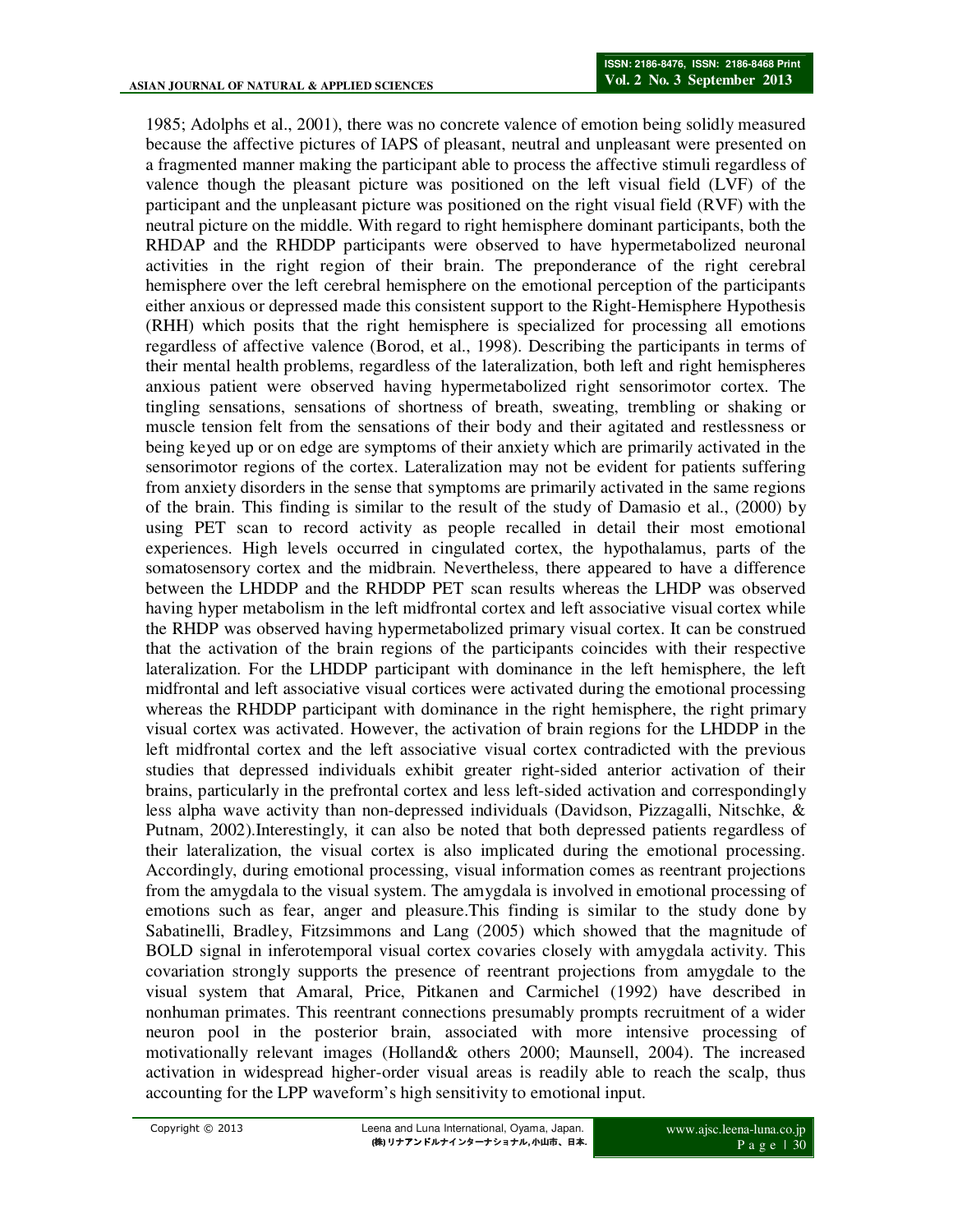1985; Adolphs et al., 2001), there was no concrete valence of emotion being solidly measured because the affective pictures of IAPS of pleasant, neutral and unpleasant were presented on a fragmented manner making the participant able to process the affective stimuli regardless of valence though the pleasant picture was positioned on the left visual field (LVF) of the participant and the unpleasant picture was positioned on the right visual field (RVF) with the neutral picture on the middle. With regard to right hemisphere dominant participants, both the RHDAP and the RHDDP participants were observed to have hypermetabolized neuronal activities in the right region of their brain. The preponderance of the right cerebral hemisphere over the left cerebral hemisphere on the emotional perception of the participants either anxious or depressed made this consistent support to the Right-Hemisphere Hypothesis (RHH) which posits that the right hemisphere is specialized for processing all emotions regardless of affective valence (Borod, et al., 1998). Describing the participants in terms of their mental health problems, regardless of the lateralization, both left and right hemispheres anxious patient were observed having hypermetabolized right sensorimotor cortex. The tingling sensations, sensations of shortness of breath, sweating, trembling or shaking or muscle tension felt from the sensations of their body and their agitated and restlessness or being keyed up or on edge are symptoms of their anxiety which are primarily activated in the sensorimotor regions of the cortex. Lateralization may not be evident for patients suffering from anxiety disorders in the sense that symptoms are primarily activated in the same regions of the brain. This finding is similar to the result of the study of Damasio et al., (2000) by using PET scan to record activity as people recalled in detail their most emotional experiences. High levels occurred in cingulated cortex, the hypothalamus, parts of the somatosensory cortex and the midbrain. Nevertheless, there appeared to have a difference between the LHDDP and the RHDDP PET scan results whereas the LHDP was observed having hyper metabolism in the left midfrontal cortex and left associative visual cortex while the RHDP was observed having hypermetabolized primary visual cortex. It can be construed that the activation of the brain regions of the participants coincides with their respective lateralization. For the LHDDP participant with dominance in the left hemisphere, the left midfrontal and left associative visual cortices were activated during the emotional processing whereas the RHDDP participant with dominance in the right hemisphere, the right primary visual cortex was activated. However, the activation of brain regions for the LHDDP in the left midfrontal cortex and the left associative visual cortex contradicted with the previous studies that depressed individuals exhibit greater right-sided anterior activation of their brains, particularly in the prefrontal cortex and less left-sided activation and correspondingly less alpha wave activity than non-depressed individuals (Davidson, Pizzagalli, Nitschke, & Putnam, 2002).Interestingly, it can also be noted that both depressed patients regardless of their lateralization, the visual cortex is also implicated during the emotional processing. Accordingly, during emotional processing, visual information comes as reentrant projections from the amygdala to the visual system. The amygdala is involved in emotional processing of emotions such as fear, anger and pleasure.This finding is similar to the study done by Sabatinelli, Bradley, Fitzsimmons and Lang (2005) which showed that the magnitude of BOLD signal in inferotemporal visual cortex covaries closely with amygdala activity. This covariation strongly supports the presence of reentrant projections from amygdale to the visual system that Amaral, Price, Pitkanen and Carmichel (1992) have described in nonhuman primates. This reentrant connections presumably prompts recruitment of a wider neuron pool in the posterior brain, associated with more intensive processing of motivationally relevant images (Holland& others 2000; Maunsell, 2004). The increased activation in widespread higher-order visual areas is readily able to reach the scalp, thus accounting for the LPP waveform's high sensitivity to emotional input.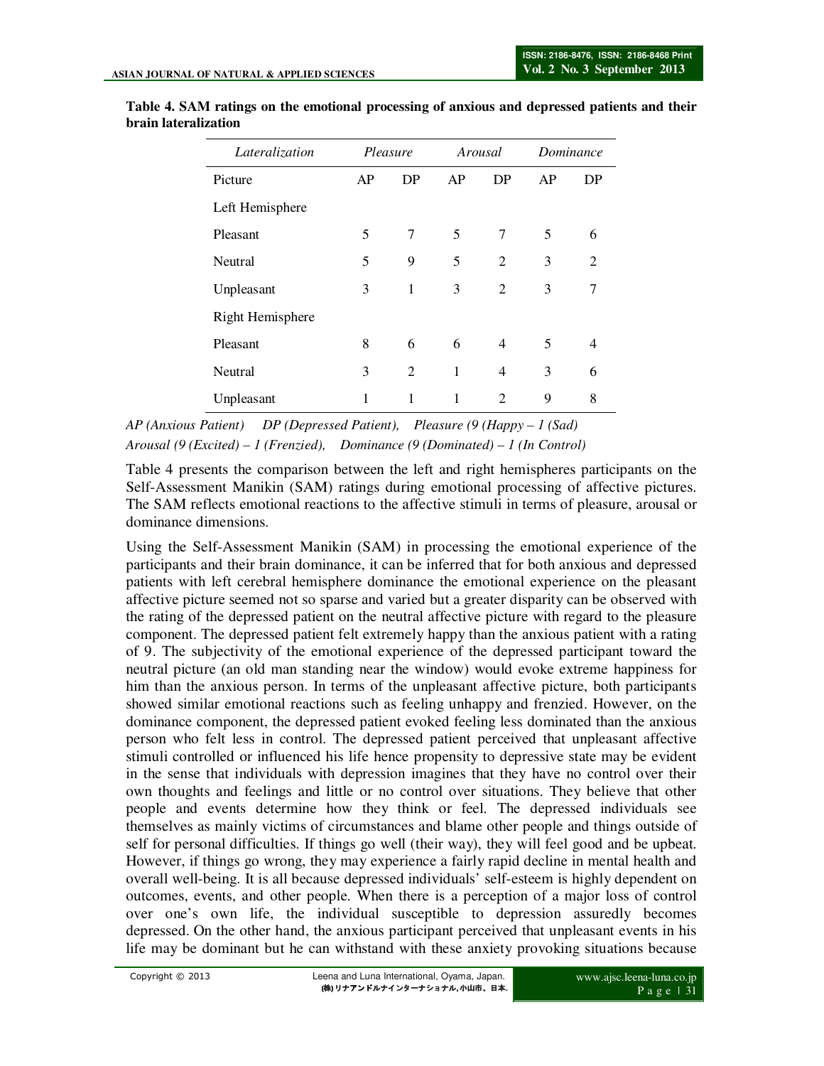**Table 4. SAM ratings on the emotional processing of anxious and depressed patients and their brain lateralization**

| *Lateralization* | *Pleasure* | | *Arousal* | | *Dominance* | |
|---|---|---|---|---|---|---|
| Picture | AP | DP | AP | DP | AP | DP |
| Left Hemisphere | | | | | | |
| Pleasant | 5 | 7 | 5 | 7 | 5 | 6 |
| Neutral | 5 | 9 | 5 | 2 | 3 | 2 |
| Unpleasant | 3 | 1 | 3 | 2 | 3 | 7 |
| Right Hemisphere | | | | | | |
| Pleasant | 8 | 6 | 6 | 4 | 5 | 4 |
| Neutral | 3 | 2 | 1 | 4 | 3 | 6 |
| Unpleasant | 1 | 1 | 1 | 2 | 9 | 8 |

*AP (Anxious Patient)    DP (Depressed Patient),    Pleasure (9 (Happy – 1 (Sad)*
*Arousal (9 (Excited) – 1 (Frenzied),    Dominance (9 (Dominated) – 1 (In Control)*

Table 4 presents the comparison between the left and right hemispheres participants on the Self-Assessment Manikin (SAM) ratings during emotional processing of affective pictures. The SAM reflects emotional reactions to the affective stimuli in terms of pleasure, arousal or dominance dimensions.

Using the Self-Assessment Manikin (SAM) in processing the emotional experience of the participants and their brain dominance, it can be inferred that for both anxious and depressed patients with left cerebral hemisphere dominance the emotional experience on the pleasant affective picture seemed not so sparse and varied but a greater disparity can be observed with the rating of the depressed patient on the neutral affective picture with regard to the pleasure component. The depressed patient felt extremely happy than the anxious patient with a rating of 9. The subjectivity of the emotional experience of the depressed participant toward the neutral picture (an old man standing near the window) would evoke extreme happiness for him than the anxious person. In terms of the unpleasant affective picture, both participants showed similar emotional reactions such as feeling unhappy and frenzied. However, on the dominance component, the depressed patient evoked feeling less dominated than the anxious person who felt less in control. The depressed patient perceived that unpleasant affective stimuli controlled or influenced his life hence propensity to depressive state may be evident in the sense that individuals with depression imagines that they have no control over their own thoughts and feelings and little or no control over situations. They believe that other people and events determine how they think or feel. The depressed individuals see themselves as mainly victims of circumstances and blame other people and things outside of self for personal difficulties. If things go well (their way), they will feel good and be upbeat. However, if things go wrong, they may experience a fairly rapid decline in mental health and overall well-being. It is all because depressed individuals' self-esteem is highly dependent on outcomes, events, and other people. When there is a perception of a major loss of control over one's own life, the individual susceptible to depression assuredly becomes depressed. On the other hand, the anxious participant perceived that unpleasant events in his life may be dominant but he can withstand with these anxiety provoking situations because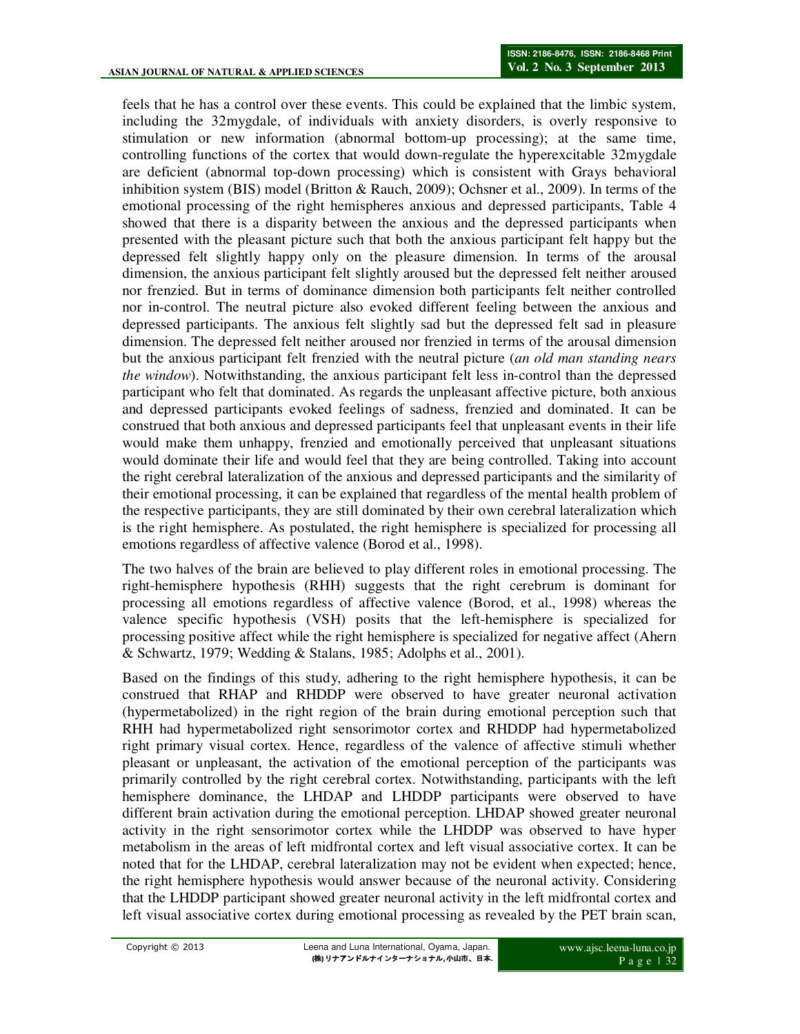feels that he has a control over these events. This could be explained that the limbic system, including the 32mygdale, of individuals with anxiety disorders, is overly responsive to stimulation or new information (abnormal bottom-up processing); at the same time, controlling functions of the cortex that would down-regulate the hyperexcitable 32mygdale are deficient (abnormal top-down processing) which is consistent with Grays behavioral inhibition system (BIS) model (Britton & Rauch, 2009); Ochsner et al., 2009). In terms of the emotional processing of the right hemispheres anxious and depressed participants, Table 4 showed that there is a disparity between the anxious and the depressed participants when presented with the pleasant picture such that both the anxious participant felt happy but the depressed felt slightly happy only on the pleasure dimension. In terms of the arousal dimension, the anxious participant felt slightly aroused but the depressed felt neither aroused nor frenzied. But in terms of dominance dimension both participants felt neither controlled nor in-control. The neutral picture also evoked different feeling between the anxious and depressed participants. The anxious felt slightly sad but the depressed felt sad in pleasure dimension. The depressed felt neither aroused nor frenzied in terms of the arousal dimension but the anxious participant felt frenzied with the neutral picture (*an old man standing nears the window*). Notwithstanding, the anxious participant felt less in-control than the depressed participant who felt that dominated. As regards the unpleasant affective picture, both anxious and depressed participants evoked feelings of sadness, frenzied and dominated. It can be construed that both anxious and depressed participants feel that unpleasant events in their life would make them unhappy, frenzied and emotionally perceived that unpleasant situations would dominate their life and would feel that they are being controlled. Taking into account the right cerebral lateralization of the anxious and depressed participants and the similarity of their emotional processing, it can be explained that regardless of the mental health problem of the respective participants, they are still dominated by their own cerebral lateralization which is the right hemisphere. As postulated, the right hemisphere is specialized for processing all emotions regardless of affective valence (Borod et al., 1998).

The two halves of the brain are believed to play different roles in emotional processing. The right-hemisphere hypothesis (RHH) suggests that the right cerebrum is dominant for processing all emotions regardless of affective valence (Borod, et al., 1998) whereas the valence specific hypothesis (VSH) posits that the left-hemisphere is specialized for processing positive affect while the right hemisphere is specialized for negative affect (Ahern & Schwartz, 1979; Wedding & Stalans, 1985; Adolphs et al., 2001).

Based on the findings of this study, adhering to the right hemisphere hypothesis, it can be construed that RHAP and RHDDP were observed to have greater neuronal activation (hypermetabolized) in the right region of the brain during emotional perception such that RHH had hypermetabolized right sensorimotor cortex and RHDDP had hypermetabolized right primary visual cortex. Hence, regardless of the valence of affective stimuli whether pleasant or unpleasant, the activation of the emotional perception of the participants was primarily controlled by the right cerebral cortex. Notwithstanding, participants with the left hemisphere dominance, the LHDAP and LHDDP participants were observed to have different brain activation during the emotional perception. LHDAP showed greater neuronal activity in the right sensorimotor cortex while the LHDDP was observed to have hyper metabolism in the areas of left midfrontal cortex and left visual associative cortex. It can be noted that for the LHDAP, cerebral lateralization may not be evident when expected; hence, the right hemisphere hypothesis would answer because of the neuronal activity. Considering that the LHDDP participant showed greater neuronal activity in the left midfrontal cortex and left visual associative cortex during emotional processing as revealed by the PET brain scan,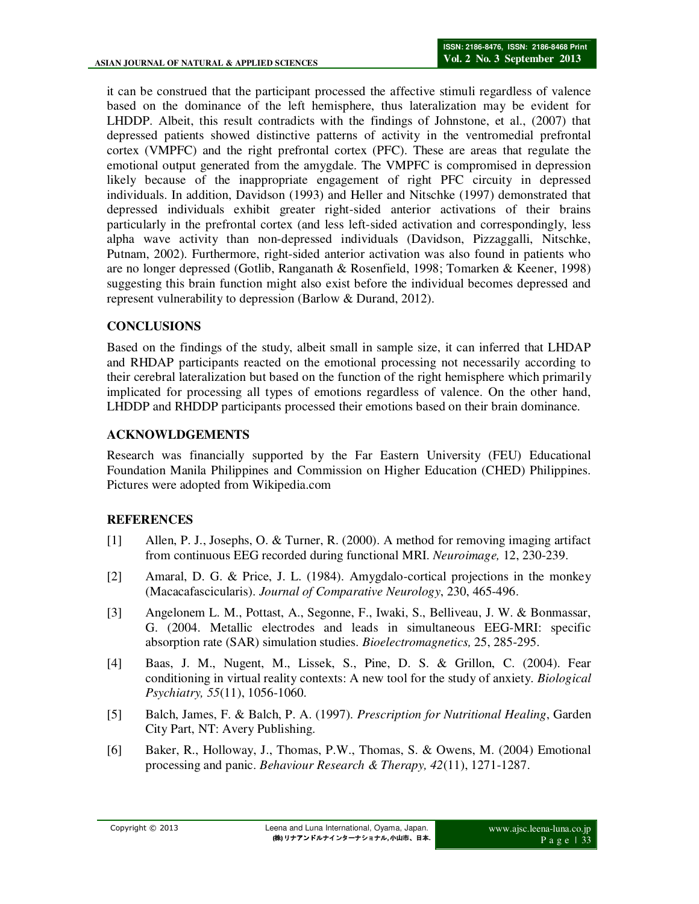it can be construed that the participant processed the affective stimuli regardless of valence based on the dominance of the left hemisphere, thus lateralization may be evident for LHDDP. Albeit, this result contradicts with the findings of Johnstone, et al., (2007) that depressed patients showed distinctive patterns of activity in the ventromedial prefrontal cortex (VMPFC) and the right prefrontal cortex (PFC). These are areas that regulate the emotional output generated from the amygdale. The VMPFC is compromised in depression likely because of the inappropriate engagement of right PFC circuity in depressed individuals. In addition, Davidson (1993) and Heller and Nitschke (1997) demonstrated that depressed individuals exhibit greater right-sided anterior activations of their brains particularly in the prefrontal cortex (and less left-sided activation and correspondingly, less alpha wave activity than non-depressed individuals (Davidson, Pizzaggalli, Nitschke, Putnam, 2002). Furthermore, right-sided anterior activation was also found in patients who are no longer depressed (Gotlib, Ranganath & Rosenfield, 1998; Tomarken & Keener, 1998) suggesting this brain function might also exist before the individual becomes depressed and represent vulnerability to depression (Barlow & Durand, 2012).

## CONCLUSIONS

Based on the findings of the study, albeit small in sample size, it can inferred that LHDAP and RHDAP participants reacted on the emotional processing not necessarily according to their cerebral lateralization but based on the function of the right hemisphere which primarily implicated for processing all types of emotions regardless of valence. On the other hand, LHDDP and RHDDP participants processed their emotions based on their brain dominance.

## ACKNOWLDGEMENTS

Research was financially supported by the Far Eastern University (FEU) Educational Foundation Manila Philippines and Commission on Higher Education (CHED) Philippines. Pictures were adopted from Wikipedia.com

## REFERENCES

[1] Allen, P. J., Josephs, O. & Turner, R. (2000). A method for removing imaging artifact from continuous EEG recorded during functional MRI. *Neuroimage,* 12, 230-239.

[2] Amaral, D. G. & Price, J. L. (1984). Amygdalo-cortical projections in the monkey (Macacafascicularis). *Journal of Comparative Neurology*, 230, 465-496.

[3] Angelonem L. M., Pottast, A., Segonne, F., Iwaki, S., Belliveau, J. W. & Bonmassar, G. (2004. Metallic electrodes and leads in simultaneous EEG-MRI: specific absorption rate (SAR) simulation studies. *Bioelectromagnetics,* 25, 285-295.

[4] Baas, J. M., Nugent, M., Lissek, S., Pine, D. S. & Grillon, C. (2004). Fear conditioning in virtual reality contexts: A new tool for the study of anxiety. *Biological Psychiatry, 55*(11), 1056-1060.

[5] Balch, James, F. & Balch, P. A. (1997). *Prescription for Nutritional Healing*, Garden City Part, NT: Avery Publishing.

[6] Baker, R., Holloway, J., Thomas, P.W., Thomas, S. & Owens, M. (2004) Emotional processing and panic. *Behaviour Research & Therapy, 42*(11), 1271-1287.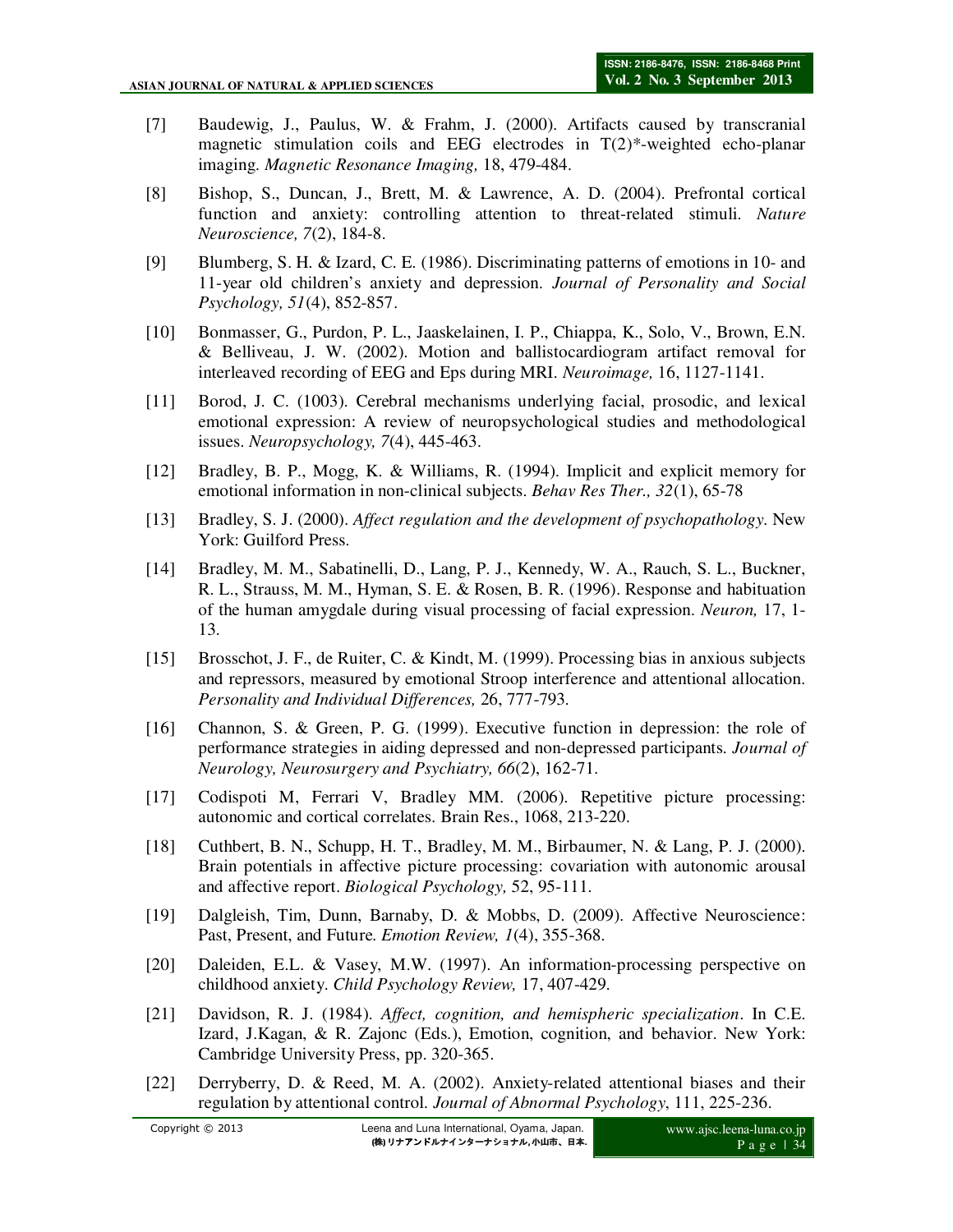[7] Baudewig, J., Paulus, W. & Frahm, J. (2000). Artifacts caused by transcranial magnetic stimulation coils and EEG electrodes in T(2)*-weighted echo-planar imaging. *Magnetic Resonance Imaging,* 18, 479-484.

[8] Bishop, S., Duncan, J., Brett, M. & Lawrence, A. D. (2004). Prefrontal cortical function and anxiety: controlling attention to threat-related stimuli. *Nature Neuroscience, 7*(2), 184-8.

[9] Blumberg, S. H. & Izard, C. E. (1986). Discriminating patterns of emotions in 10- and 11-year old children's anxiety and depression. *Journal of Personality and Social Psychology, 51*(4), 852-857.

[10] Bonmasser, G., Purdon, P. L., Jaaskelainen, I. P., Chiappa, K., Solo, V., Brown, E.N. & Belliveau, J. W. (2002). Motion and ballistocardiogram artifact removal for interleaved recording of EEG and Eps during MRI. *Neuroimage,* 16, 1127-1141.

[11] Borod, J. C. (1003). Cerebral mechanisms underlying facial, prosodic, and lexical emotional expression: A review of neuropsychological studies and methodological issues. *Neuropsychology, 7*(4), 445-463.

[12] Bradley, B. P., Mogg, K. & Williams, R. (1994). Implicit and explicit memory for emotional information in non-clinical subjects. *Behav Res Ther., 32*(1), 65-78

[13] Bradley, S. J. (2000). *Affect regulation and the development of psychopathology*. New York: Guilford Press.

[14] Bradley, M. M., Sabatinelli, D., Lang, P. J., Kennedy, W. A., Rauch, S. L., Buckner, R. L., Strauss, M. M., Hyman, S. E. & Rosen, B. R. (1996). Response and habituation of the human amygdale during visual processing of facial expression. *Neuron,* 17, 1-13.

[15] Brosschot, J. F., de Ruiter, C. & Kindt, M. (1999). Processing bias in anxious subjects and repressors, measured by emotional Stroop interference and attentional allocation. *Personality and Individual Differences,* 26, 777-793.

[16] Channon, S. & Green, P. G. (1999). Executive function in depression: the role of performance strategies in aiding depressed and non-depressed participants. *Journal of Neurology, Neurosurgery and Psychiatry, 66*(2), 162-71.

[17] Codispoti M, Ferrari V, Bradley MM. (2006). Repetitive picture processing: autonomic and cortical correlates. Brain Res., 1068, 213-220.

[18] Cuthbert, B. N., Schupp, H. T., Bradley, M. M., Birbaumer, N. & Lang, P. J. (2000). Brain potentials in affective picture processing: covariation with autonomic arousal and affective report. *Biological Psychology,* 52, 95-111.

[19] Dalgleish, Tim, Dunn, Barnaby, D. & Mobbs, D. (2009). Affective Neuroscience: Past, Present, and Future. *Emotion Review, 1*(4), 355-368.

[20] Daleiden, E.L. & Vasey, M.W. (1997). An information-processing perspective on childhood anxiety. *Child Psychology Review,* 17, 407-429.

[21] Davidson, R. J. (1984). *Affect, cognition, and hemispheric specialization*. In C.E. Izard, J.Kagan, & R. Zajonc (Eds.), Emotion, cognition, and behavior. New York: Cambridge University Press, pp. 320-365.

[22] Derryberry, D. & Reed, M. A. (2002). Anxiety-related attentional biases and their regulation by attentional control. *Journal of Abnormal Psychology*, 111, 225-236.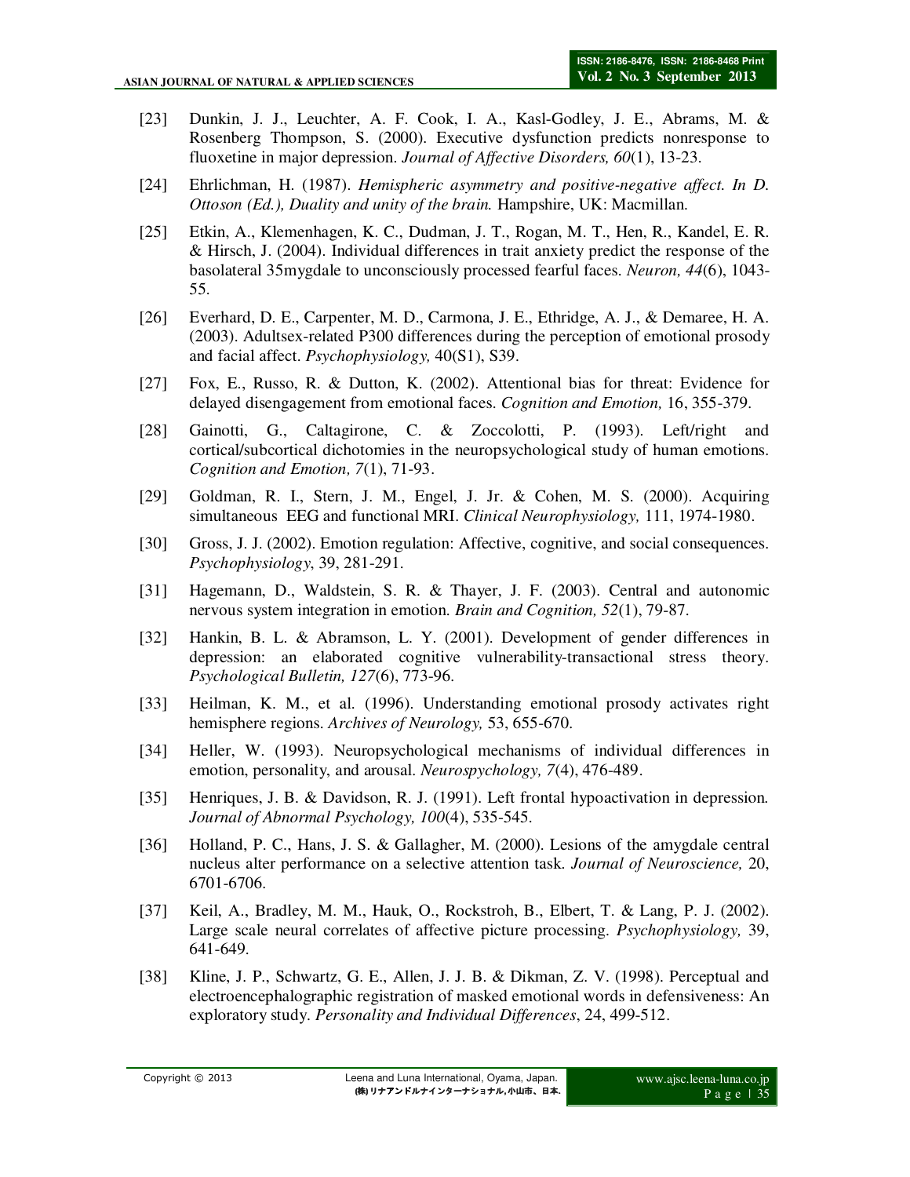[23] Dunkin, J. J., Leuchter, A. F. Cook, I. A., Kasl-Godley, J. E., Abrams, M. & Rosenberg Thompson, S. (2000). Executive dysfunction predicts nonresponse to fluoxetine in major depression. *Journal of Affective Disorders, 60*(1), 13-23.

[24] Ehrlichman, H. (1987). *Hemispheric asymmetry and positive-negative affect. In D. Ottoson (Ed.), Duality and unity of the brain.* Hampshire, UK: Macmillan.

[25] Etkin, A., Klemenhagen, K. C., Dudman, J. T., Rogan, M. T., Hen, R., Kandel, E. R. & Hirsch, J. (2004). Individual differences in trait anxiety predict the response of the basolateral 35mygdale to unconsciously processed fearful faces. *Neuron, 44*(6), 1043-55.

[26] Everhard, D. E., Carpenter, M. D., Carmona, J. E., Ethridge, A. J., & Demaree, H. A. (2003). Adultsex-related P300 differences during the perception of emotional prosody and facial affect. *Psychophysiology,* 40(S1), S39.

[27] Fox, E., Russo, R. & Dutton, K. (2002). Attentional bias for threat: Evidence for delayed disengagement from emotional faces. *Cognition and Emotion,* 16, 355-379.

[28] Gainotti, G., Caltagirone, C. & Zoccolotti, P. (1993). Left/right and cortical/subcortical dichotomies in the neuropsychological study of human emotions. *Cognition and Emotion, 7*(1), 71-93.

[29] Goldman, R. I., Stern, J. M., Engel, J. Jr. & Cohen, M. S. (2000). Acquiring simultaneous EEG and functional MRI. *Clinical Neurophysiology,* 111, 1974-1980.

[30] Gross, J. J. (2002). Emotion regulation: Affective, cognitive, and social consequences. *Psychophysiology*, 39, 281-291.

[31] Hagemann, D., Waldstein, S. R. & Thayer, J. F. (2003). Central and autonomic nervous system integration in emotion. *Brain and Cognition, 52*(1), 79-87.

[32] Hankin, B. L. & Abramson, L. Y. (2001). Development of gender differences in depression: an elaborated cognitive vulnerability-transactional stress theory. *Psychological Bulletin, 127*(6), 773-96.

[33] Heilman, K. M., et al. (1996). Understanding emotional prosody activates right hemisphere regions. *Archives of Neurology,* 53, 655-670.

[34] Heller, W. (1993). Neuropsychological mechanisms of individual differences in emotion, personality, and arousal. *Neurospychology, 7*(4), 476-489.

[35] Henriques, J. B. & Davidson, R. J. (1991). Left frontal hypoactivation in depression. *Journal of Abnormal Psychology, 100*(4), 535-545.

[36] Holland, P. C., Hans, J. S. & Gallagher, M. (2000). Lesions of the amygdale central nucleus alter performance on a selective attention task. *Journal of Neuroscience,* 20, 6701-6706.

[37] Keil, A., Bradley, M. M., Hauk, O., Rockstroh, B., Elbert, T. & Lang, P. J. (2002). Large scale neural correlates of affective picture processing. *Psychophysiology,* 39, 641-649.

[38] Kline, J. P., Schwartz, G. E., Allen, J. J. B. & Dikman, Z. V. (1998). Perceptual and electroencephalographic registration of masked emotional words in defensiveness: An exploratory study. *Personality and Individual Differences*, 24, 499-512.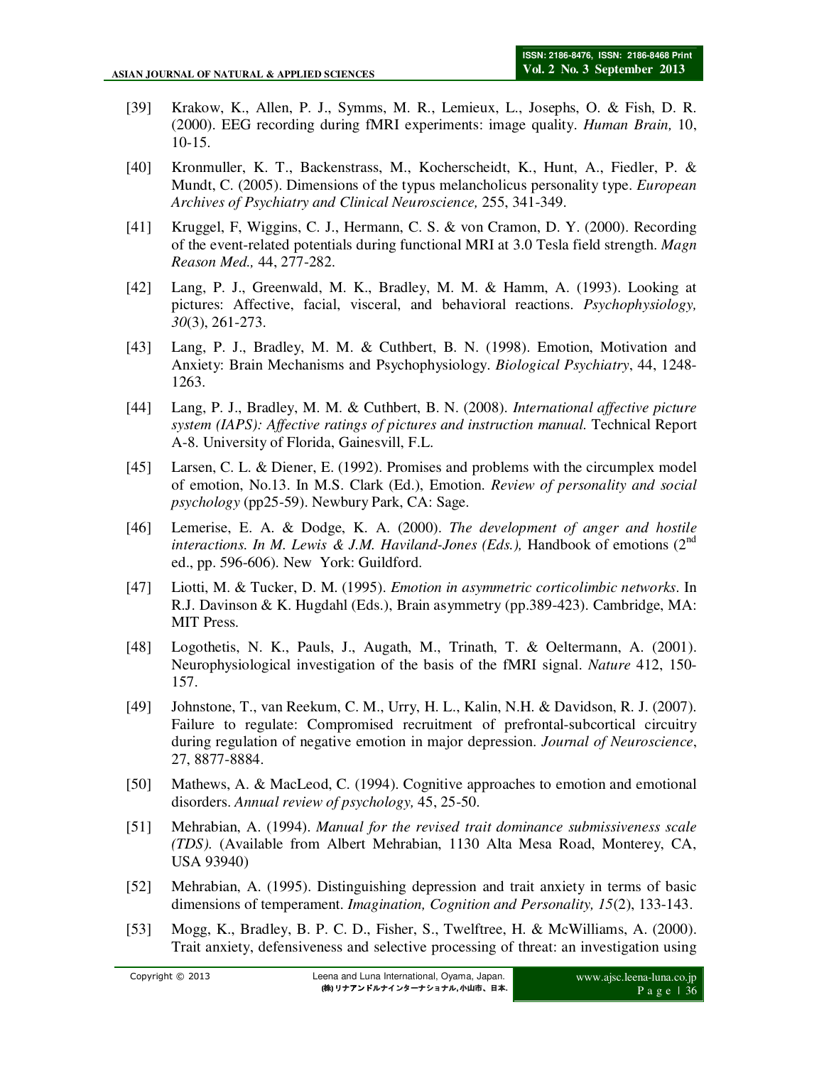[39] Krakow, K., Allen, P. J., Symms, M. R., Lemieux, L., Josephs, O. & Fish, D. R. (2000). EEG recording during fMRI experiments: image quality. *Human Brain,* 10, 10-15.

[40] Kronmuller, K. T., Backenstrass, M., Kocherscheidt, K., Hunt, A., Fiedler, P. & Mundt, C. (2005). Dimensions of the typus melancholicus personality type. *European Archives of Psychiatry and Clinical Neuroscience,* 255, 341-349.

[41] Kruggel, F, Wiggins, C. J., Hermann, C. S. & von Cramon, D. Y. (2000). Recording of the event-related potentials during functional MRI at 3.0 Tesla field strength. *Magn Reason Med.,* 44, 277-282.

[42] Lang, P. J., Greenwald, M. K., Bradley, M. M. & Hamm, A. (1993). Looking at pictures: Affective, facial, visceral, and behavioral reactions. *Psychophysiology, 30*(3), 261-273.

[43] Lang, P. J., Bradley, M. M. & Cuthbert, B. N. (1998). Emotion, Motivation and Anxiety: Brain Mechanisms and Psychophysiology. *Biological Psychiatry*, 44, 1248-1263.

[44] Lang, P. J., Bradley, M. M. & Cuthbert, B. N. (2008). *International affective picture system (IAPS): Affective ratings of pictures and instruction manual.* Technical Report A-8. University of Florida, Gainesvill, F.L.

[45] Larsen, C. L. & Diener, E. (1992). Promises and problems with the circumplex model of emotion, No.13. In M.S. Clark (Ed.), Emotion. *Review of personality and social psychology* (pp25-59). Newbury Park, CA: Sage.

[46] Lemerise, E. A. & Dodge, K. A. (2000). *The development of anger and hostile interactions. In M. Lewis & J.M. Haviland-Jones (Eds.),* Handbook of emotions (2nd ed., pp. 596-606). New York: Guildford.

[47] Liotti, M. & Tucker, D. M. (1995). *Emotion in asymmetric corticolimbic networks*. In R.J. Davinson & K. Hugdahl (Eds.), Brain asymmetry (pp.389-423). Cambridge, MA: MIT Press.

[48] Logothetis, N. K., Pauls, J., Augath, M., Trinath, T. & Oeltermann, A. (2001). Neurophysiological investigation of the basis of the fMRI signal. *Nature* 412, 150-157.

[49] Johnstone, T., van Reekum, C. M., Urry, H. L., Kalin, N.H. & Davidson, R. J. (2007). Failure to regulate: Compromised recruitment of prefrontal-subcortical circuitry during regulation of negative emotion in major depression. *Journal of Neuroscience*, 27, 8877-8884.

[50] Mathews, A. & MacLeod, C. (1994). Cognitive approaches to emotion and emotional disorders. *Annual review of psychology,* 45, 25-50.

[51] Mehrabian, A. (1994). *Manual for the revised trait dominance submissiveness scale (TDS).* (Available from Albert Mehrabian, 1130 Alta Mesa Road, Monterey, CA, USA 93940)

[52] Mehrabian, A. (1995). Distinguishing depression and trait anxiety in terms of basic dimensions of temperament. *Imagination, Cognition and Personality, 15*(2), 133-143.

[53] Mogg, K., Bradley, B. P. C. D., Fisher, S., Twelftree, H. & McWilliams, A. (2000). Trait anxiety, defensiveness and selective processing of threat: an investigation using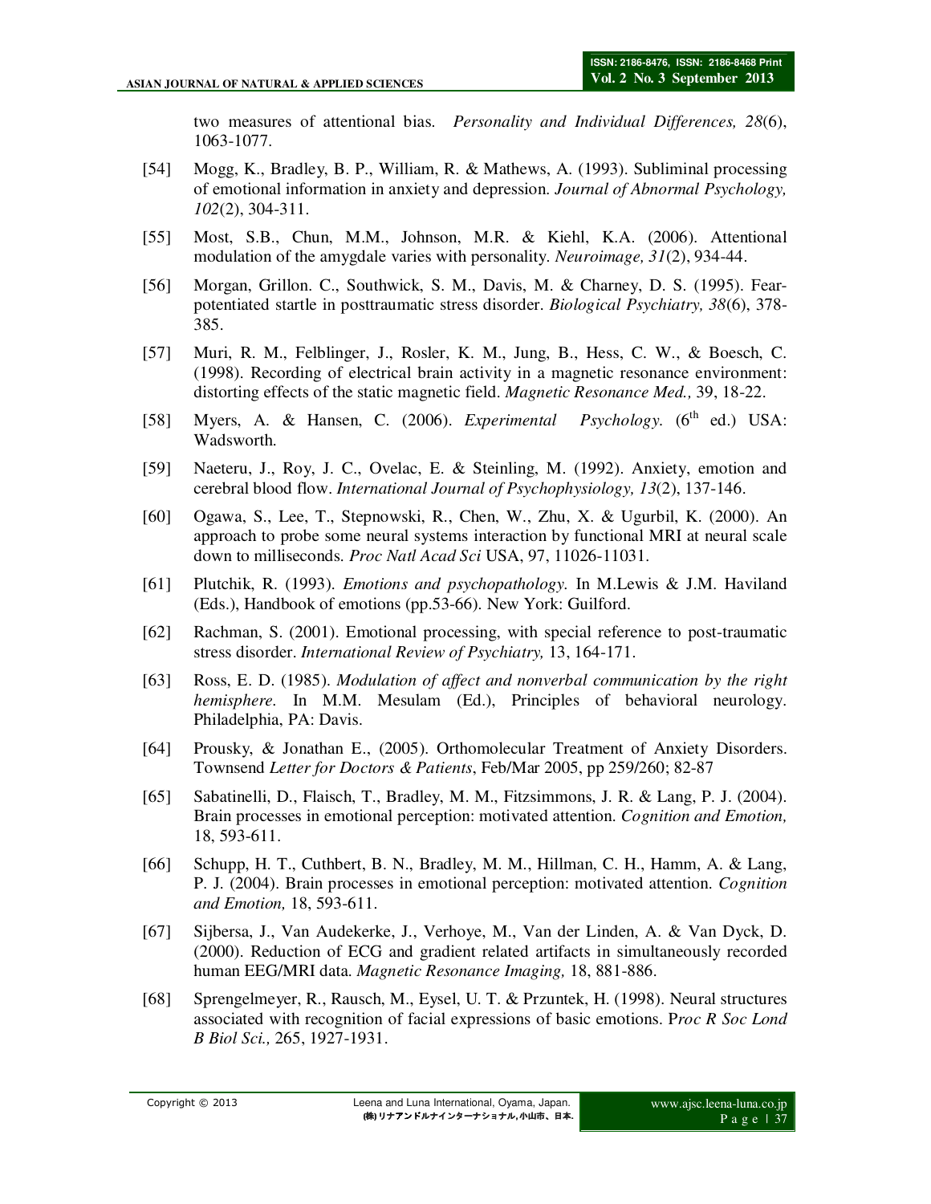two measures of attentional bias. *Personality and Individual Differences, 28*(6), 1063-1077.

[54] Mogg, K., Bradley, B. P., William, R. & Mathews, A. (1993). Subliminal processing of emotional information in anxiety and depression. *Journal of Abnormal Psychology, 102*(2), 304-311.

[55] Most, S.B., Chun, M.M., Johnson, M.R. & Kiehl, K.A. (2006). Attentional modulation of the amygdale varies with personality. *Neuroimage, 31*(2), 934-44.

[56] Morgan, Grillon. C., Southwick, S. M., Davis, M. & Charney, D. S. (1995). Fear-potentiated startle in posttraumatic stress disorder. *Biological Psychiatry, 38*(6), 378-385.

[57] Muri, R. M., Felblinger, J., Rosler, K. M., Jung, B., Hess, C. W., & Boesch, C. (1998). Recording of electrical brain activity in a magnetic resonance environment: distorting effects of the static magnetic field. *Magnetic Resonance Med.,* 39, 18-22.

[58] Myers, A. & Hansen, C. (2006). *Experimental Psychology.* (6th ed.) USA: Wadsworth.

[59] Naeteru, J., Roy, J. C., Ovelac, E. & Steinling, M. (1992). Anxiety, emotion and cerebral blood flow. *International Journal of Psychophysiology, 13*(2), 137-146.

[60] Ogawa, S., Lee, T., Stepnowski, R., Chen, W., Zhu, X. & Ugurbil, K. (2000). An approach to probe some neural systems interaction by functional MRI at neural scale down to milliseconds. *Proc Natl Acad Sci* USA, 97, 11026-11031.

[61] Plutchik, R. (1993). *Emotions and psychopathology.* In M.Lewis & J.M. Haviland (Eds.), Handbook of emotions (pp.53-66). New York: Guilford.

[62] Rachman, S. (2001). Emotional processing, with special reference to post-traumatic stress disorder. *International Review of Psychiatry,* 13, 164-171.

[63] Ross, E. D. (1985). *Modulation of affect and nonverbal communication by the right hemisphere.* In M.M. Mesulam (Ed.), Principles of behavioral neurology. Philadelphia, PA: Davis.

[64] Prousky, & Jonathan E., (2005). Orthomolecular Treatment of Anxiety Disorders. Townsend *Letter for Doctors & Patients*, Feb/Mar 2005, pp 259/260; 82-87

[65] Sabatinelli, D., Flaisch, T., Bradley, M. M., Fitzsimmons, J. R. & Lang, P. J. (2004). Brain processes in emotional perception: motivated attention. *Cognition and Emotion,* 18, 593-611.

[66] Schupp, H. T., Cuthbert, B. N., Bradley, M. M., Hillman, C. H., Hamm, A. & Lang, P. J. (2004). Brain processes in emotional perception: motivated attention. *Cognition and Emotion,* 18, 593-611.

[67] Sijbersa, J., Van Audekerke, J., Verhoye, M., Van der Linden, A. & Van Dyck, D. (2000). Reduction of ECG and gradient related artifacts in simultaneously recorded human EEG/MRI data. *Magnetic Resonance Imaging,* 18, 881-886.

[68] Sprengelmeyer, R., Rausch, M., Eysel, U. T. & Przuntek, H. (1998). Neural structures associated with recognition of facial expressions of basic emotions. P*roc R Soc Lond B Biol Sci.,* 265, 1927-1931.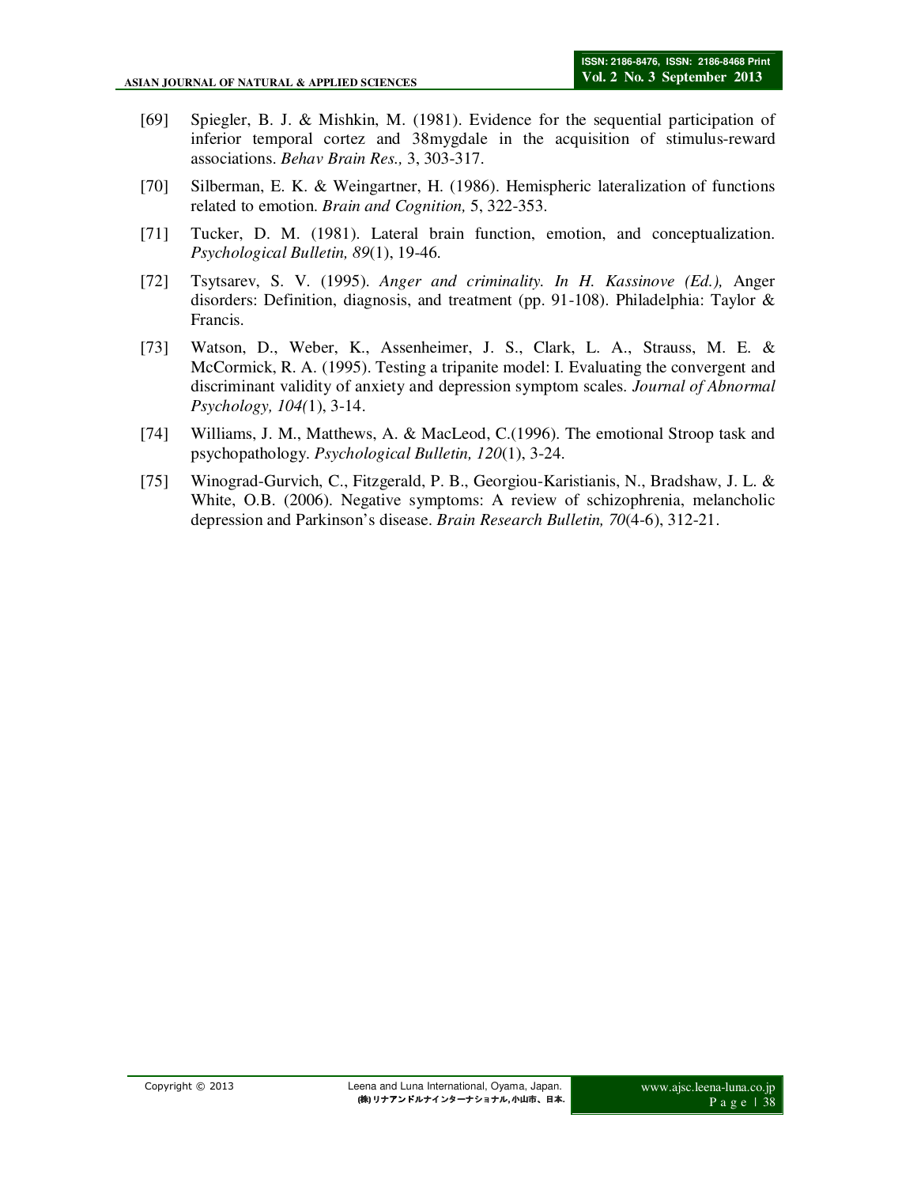[69] Spiegler, B. J. & Mishkin, M. (1981). Evidence for the sequential participation of inferior temporal cortez and 38mygdale in the acquisition of stimulus-reward associations. *Behav Brain Res.,* 3, 303-317.

[70] Silberman, E. K. & Weingartner, H. (1986). Hemispheric lateralization of functions related to emotion. *Brain and Cognition,* 5, 322-353.

[71] Tucker, D. M. (1981). Lateral brain function, emotion, and conceptualization. *Psychological Bulletin, 89*(1), 19-46.

[72] Tsytsarev, S. V. (1995). *Anger and criminality. In H. Kassinove (Ed.),* Anger disorders: Definition, diagnosis, and treatment (pp. 91-108). Philadelphia: Taylor & Francis.

[73] Watson, D., Weber, K., Assenheimer, J. S., Clark, L. A., Strauss, M. E. & McCormick, R. A. (1995). Testing a tripanite model: I. Evaluating the convergent and discriminant validity of anxiety and depression symptom scales. *Journal of Abnormal Psychology, 104(*1), 3-14.

[74] Williams, J. M., Matthews, A. & MacLeod, C.(1996). The emotional Stroop task and psychopathology. *Psychological Bulletin, 120*(1), 3-24.

[75] Winograd-Gurvich, C., Fitzgerald, P. B., Georgiou-Karistianis, N., Bradshaw, J. L. & White, O.B. (2006). Negative symptoms: A review of schizophrenia, melancholic depression and Parkinson's disease. *Brain Research Bulletin, 70*(4-6), 312-21.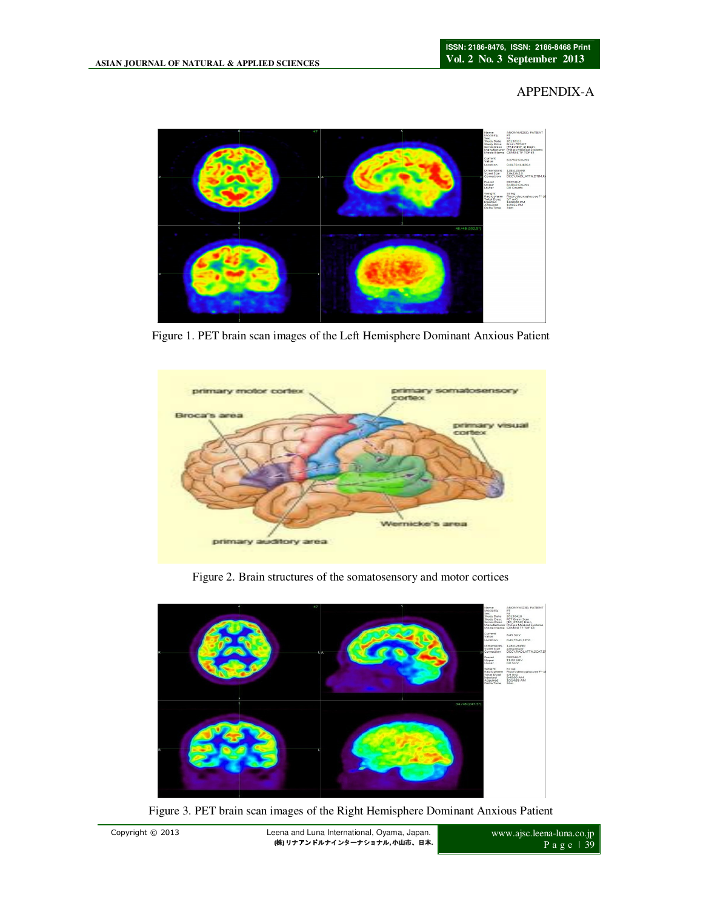APPENDIX-A

Figure 1. PET brain scan images of the Left Hemisphere Dominant Anxious Patient

Figure 2. Brain structures of the somatosensory and motor cortices

Figure 3. PET brain scan images of the Right Hemisphere Dominant Anxious Patient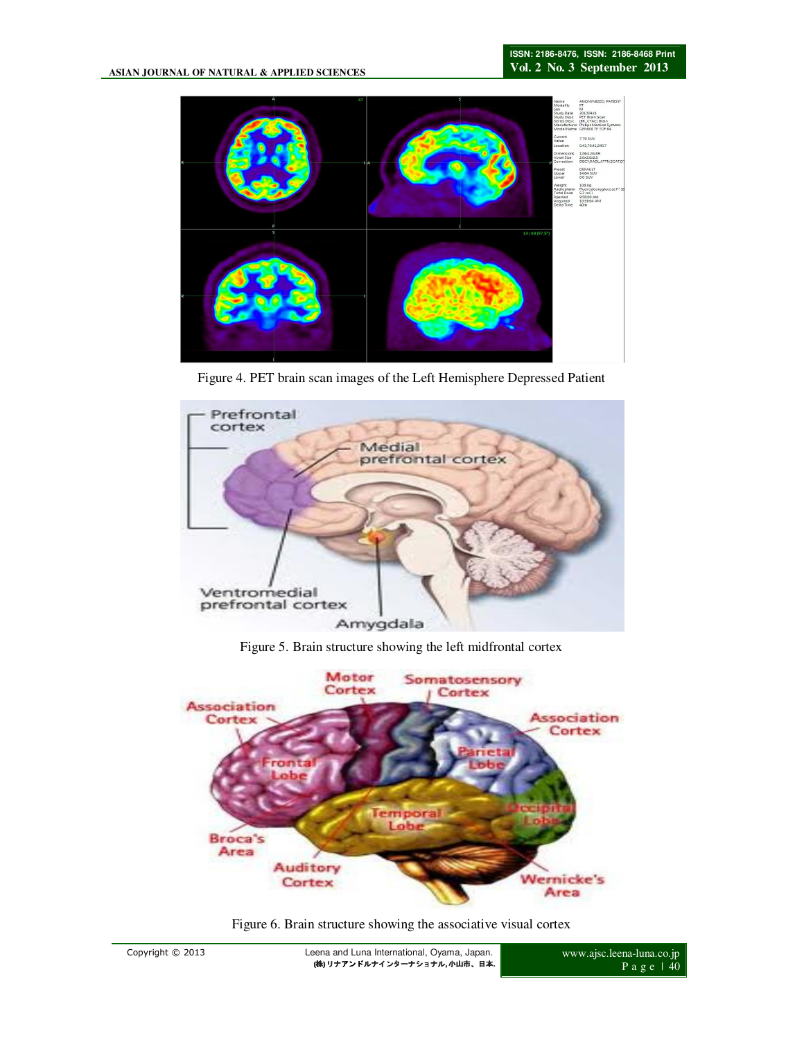Figure 4. PET brain scan images of the Left Hemisphere Depressed Patient

Figure 5. Brain structure showing the left midfrontal cortex

Figure 6. Brain structure showing the associative visual cortex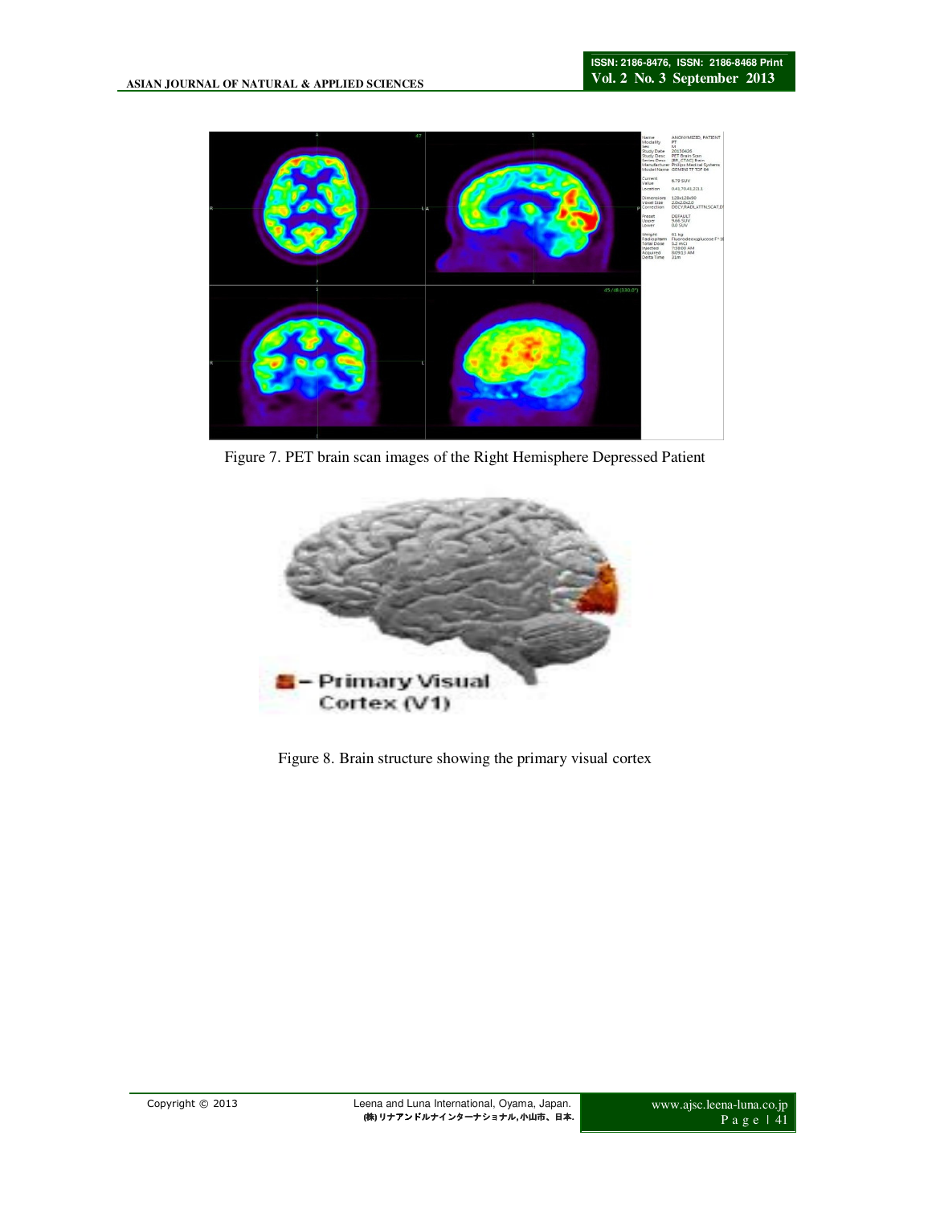Figure 7. PET brain scan images of the Right Hemisphere Depressed Patient

Figure 8. Brain structure showing the primary visual cortex